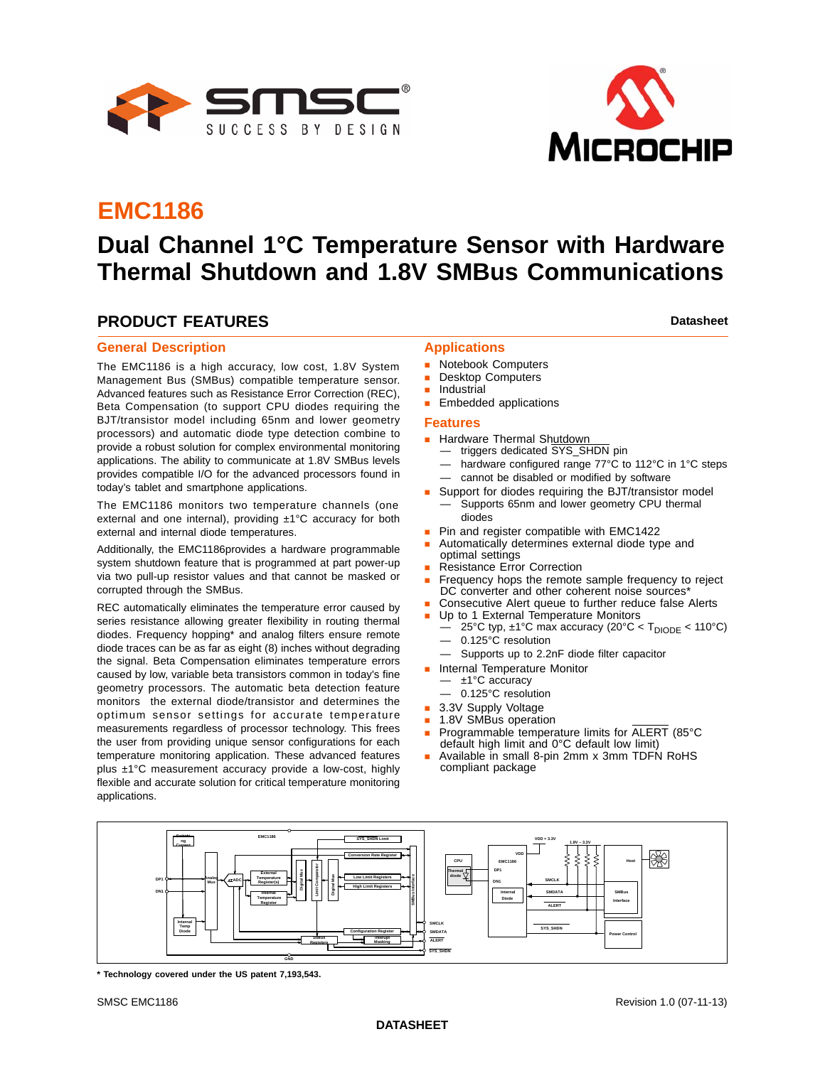# EMC1186

# Dual Channel 1°C Temperature Sensor with Hardware Thermal Shutdown and 1.8V SMBus Communications

## PRODUCT FEATURES

**Datasheet**

### General Description

The EMC1186 is a high accuracy, low cost, 1.8V System Management Bus (SMBus) compatible temperature sensor. Advanced features such as Resistance Error Correction (REC), Beta Compensation (to support CPU diodes requiring the BJT/transistor model including 65nm and lower geometry processors) and automatic diode type detection combine to provide a robust solution for complex environmental monitoring applications. The ability to communicate at 1.8V SMBus levels provides compatible I/O for the advanced processors found in today's tablet and smartphone applications.

The EMC1186 monitors two temperature channels (one external and one internal), providing ±1°C accuracy for both external and internal diode temperatures.

Additionally, the EMC1186provides a hardware programmable system shutdown feature that is programmed at part power-up via two pull-up resistor values and that cannot be masked or corrupted through the SMBus.

REC automatically eliminates the temperature error caused by series resistance allowing greater flexibility in routing thermal diodes. Frequency hopping* and analog filters ensure remote diode traces can be as far as eight (8) inches without degrading the signal. Beta Compensation eliminates temperature errors caused by low, variable beta transistors common in today's fine geometry processors. The automatic beta detection feature monitors the external diode/transistor and determines the optimum sensor settings for accurate temperature measurements regardless of processor technology. This frees the user from providing unique sensor configurations for each temperature monitoring application. These advanced features plus ±1°C measurement accuracy provide a low-cost, highly flexible and accurate solution for critical temperature monitoring applications.

### Applications

- Notebook Computers
- Desktop Computers
- Industrial
- Embedded applications

### Features

- Hardware Thermal Shutdown
  - triggers dedicated SYS_SHDN pin
  - hardware configured range 77°C to 112°C in 1°C steps
  - cannot be disabled or modified by software
- Support for diodes requiring the BJT/transistor model
  - Supports 65nm and lower geometry CPU thermal diodes
- Pin and register compatible with EMC1422
- Automatically determines external diode type and optimal settings
- Resistance Error Correction
- Frequency hops the remote sample frequency to reject DC converter and other coherent noise sources*
- Consecutive Alert queue to further reduce false Alerts
- Up to 1 External Temperature Monitors
  - 25°C typ, ±1°C max accuracy (20°C < $T_{DIODE}$ < 110°C)
  - 0.125°C resolution
  - Supports up to 2.2nF diode filter capacitor
- Internal Temperature Monitor
  - ±1°C accuracy
  - 0.125°C resolution
- 3.3V Supply Voltage
- 1.8V SMBus operation
- Programmable temperature limits for ALERT (85°C default high limit and 0°C default low limit)
- Available in small 8-pin 2mm x 3mm TDFN RoHS compliant package

**\* Technology covered under the US patent 7,193,543.**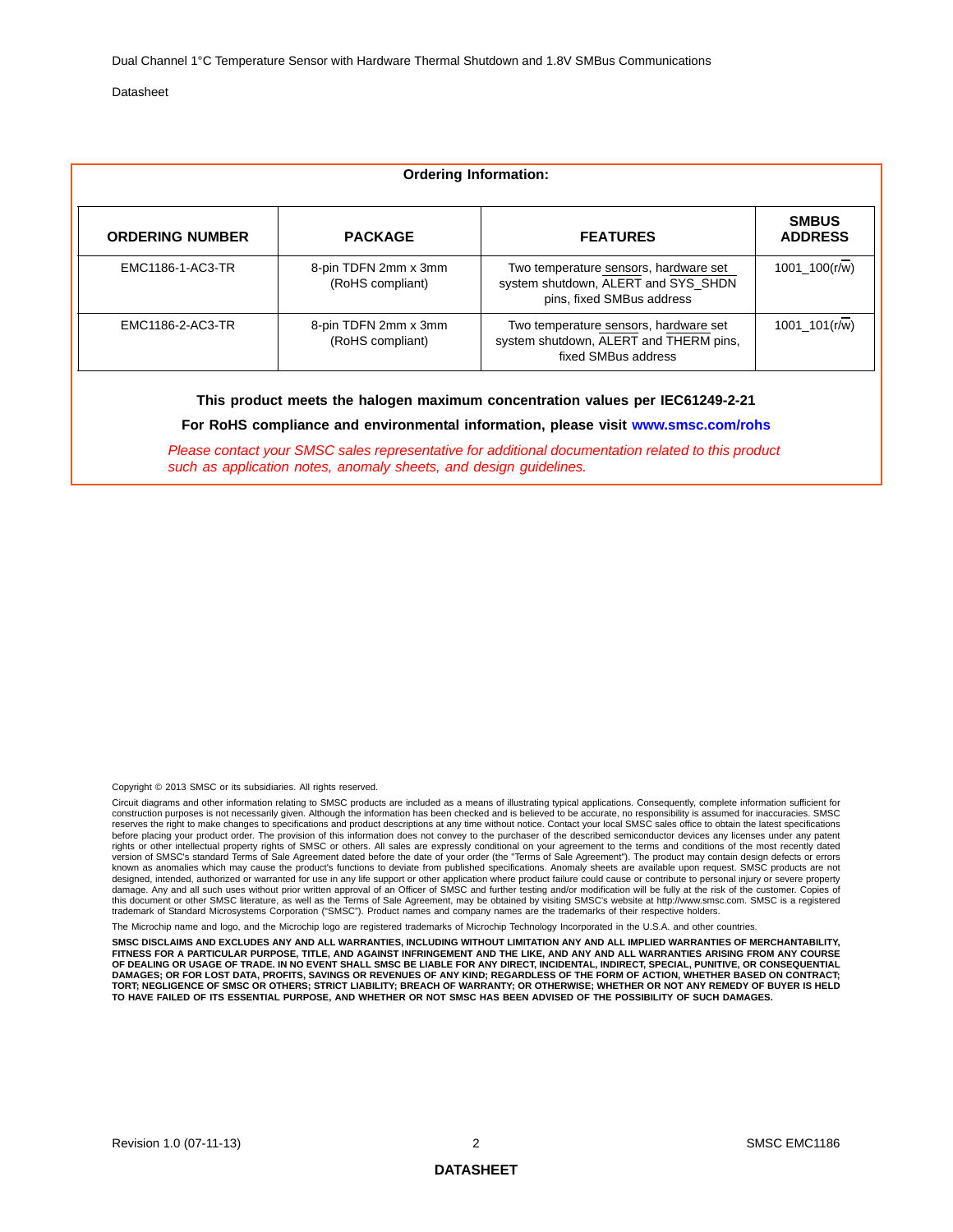**Ordering Information:**

| ORDERING NUMBER | PACKAGE | FEATURES | SMBUS ADDRESS |
|---|---|---|---|
| EMC1186-1-AC3-TR | 8-pin TDFN 2mm x 3mm (RoHS compliant) | Two temperature sensors, hardware set system shutdown, ALERT and SYS_SHDN pins, fixed SMBus address | 1001_100(r/w) |
| EMC1186-2-AC3-TR | 8-pin TDFN 2mm x 3mm (RoHS compliant) | Two temperature sensors, hardware set system shutdown, ALERT and THERM pins, fixed SMBus address | 1001_101(r/w) |

**This product meets the halogen maximum concentration values per IEC61249-2-21**

**For RoHS compliance and environmental information, please visit www.smsc.com/rohs**

*Please contact your SMSC sales representative for additional documentation related to this product such as application notes, anomaly sheets, and design guidelines.*

Copyright © 2013 SMSC or its subsidiaries. All rights reserved.

Circuit diagrams and other information relating to SMSC products are included as a means of illustrating typical applications. Consequently, complete information sufficient for construction purposes is not necessarily given. Although the information has been checked and is believed to be accurate, no responsibility is assumed for inaccuracies. SMSC reserves the right to make changes to specifications and product descriptions at any time without notice. Contact your local SMSC sales office to obtain the latest specifications before placing your product order. The provision of this information does not convey to the purchaser of the described semiconductor devices any licenses under any patent rights or other intellectual property rights of SMSC or others. All sales are expressly conditional on your agreement to the terms and conditions of the most recently dated version of SMSC's standard Terms of Sale Agreement dated before the date of your order (the "Terms of Sale Agreement"). The product may contain design defects or errors known as anomalies which may cause the product's functions to deviate from published specifications. Anomaly sheets are available upon request. SMSC products are not designed, intended, authorized or warranted for use in any life support or other application where product failure could cause or contribute to personal injury or severe property damage. Any and all such uses without prior written approval of an Officer of SMSC and further testing and/or modification will be fully at the risk of the customer. Copies of this document or other SMSC literature, as well as the Terms of Sale Agreement, may be obtained by visiting SMSC's website at http://www.smsc.com. SMSC is a registered trademark of Standard Microsystems Corporation ("SMSC"). Product names and company names are the trademarks of their respective holders.

The Microchip name and logo, and the Microchip logo are registered trademarks of Microchip Technology Incorporated in the U.S.A. and other countries.

**SMSC DISCLAIMS AND EXCLUDES ANY AND ALL WARRANTIES, INCLUDING WITHOUT LIMITATION ANY AND ALL IMPLIED WARRANTIES OF MERCHANTABILITY, FITNESS FOR A PARTICULAR PURPOSE, TITLE, AND AGAINST INFRINGEMENT AND THE LIKE, AND ANY AND ALL WARRANTIES ARISING FROM ANY COURSE OF DEALING OR USAGE OF TRADE. IN NO EVENT SHALL SMSC BE LIABLE FOR ANY DIRECT, INCIDENTAL, INDIRECT, SPECIAL, PUNITIVE, OR CONSEQUENTIAL DAMAGES; OR FOR LOST DATA, PROFITS, SAVINGS OR REVENUES OF ANY KIND; REGARDLESS OF THE FORM OF ACTION, WHETHER BASED ON CONTRACT; TORT; NEGLIGENCE OF SMSC OR OTHERS; STRICT LIABILITY; BREACH OF WARRANTY; OR OTHERWISE; WHETHER OR NOT ANY REMEDY OF BUYER IS HELD TO HAVE FAILED OF ITS ESSENTIAL PURPOSE, AND WHETHER OR NOT SMSC HAS BEEN ADVISED OF THE POSSIBILITY OF SUCH DAMAGES.**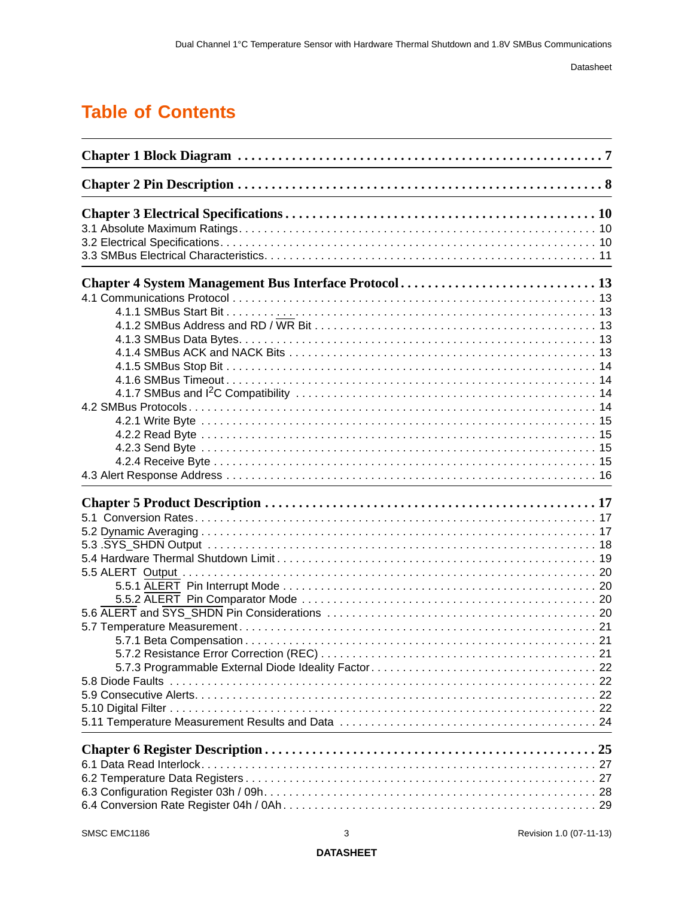# Table of Contents

**Chapter 1 Block Diagram . . . 7**

**Chapter 2 Pin Description . . . 8**

**Chapter 3 Electrical Specifications . . . 10**

3.1 Absolute Maximum Ratings . . . 10
3.2 Electrical Specifications . . . 10
3.3 SMBus Electrical Characteristics . . . 11

**Chapter 4 System Management Bus Interface Protocol . . . 13**

4.1 Communications Protocol . . . 13
- 4.1.1 SMBus Start Bit . . . 13
- 4.1.2 SMBus Address and RD / WR Bit . . . 13
- 4.1.3 SMBus Data Bytes . . . 13
- 4.1.4 SMBus ACK and NACK Bits . . . 13
- 4.1.5 SMBus Stop Bit . . . 14
- 4.1.6 SMBus Timeout . . . 14
- 4.1.7 SMBus and I2C Compatibility . . . 14

4.2 SMBus Protocols . . . 14
- 4.2.1 Write Byte . . . 15
- 4.2.2 Read Byte . . . 15
- 4.2.3 Send Byte . . . 15
- 4.2.4 Receive Byte . . . 15

4.3 Alert Response Address . . . 16

**Chapter 5 Product Description . . . 17**

5.1 Conversion Rates . . . 17
5.2 Dynamic Averaging . . . 17
5.3 .SYS_SHDN Output . . . 18
5.4 Hardware Thermal Shutdown Limit . . . 19
5.5 ALERT Output . . . 20
- 5.5.1 ALERT Pin Interrupt Mode . . . 20
- 5.5.2 ALERT Pin Comparator Mode . . . 20

5.6 ALERT and SYS_SHDN Pin Considerations . . . 20
5.7 Temperature Measurement . . . 21
- 5.7.1 Beta Compensation . . . 21
- 5.7.2 Resistance Error Correction (REC) . . . 21
- 5.7.3 Programmable External Diode Ideality Factor . . . 22

5.8 Diode Faults . . . 22
5.9 Consecutive Alerts . . . 22
5.10 Digital Filter . . . 22
5.11 Temperature Measurement Results and Data . . . 24

**Chapter 6 Register Description . . . 25**

6.1 Data Read Interlock . . . 27
6.2 Temperature Data Registers . . . 27
6.3 Configuration Register 03h / 09h . . . 28
6.4 Conversion Rate Register 04h / 0Ah . . . 29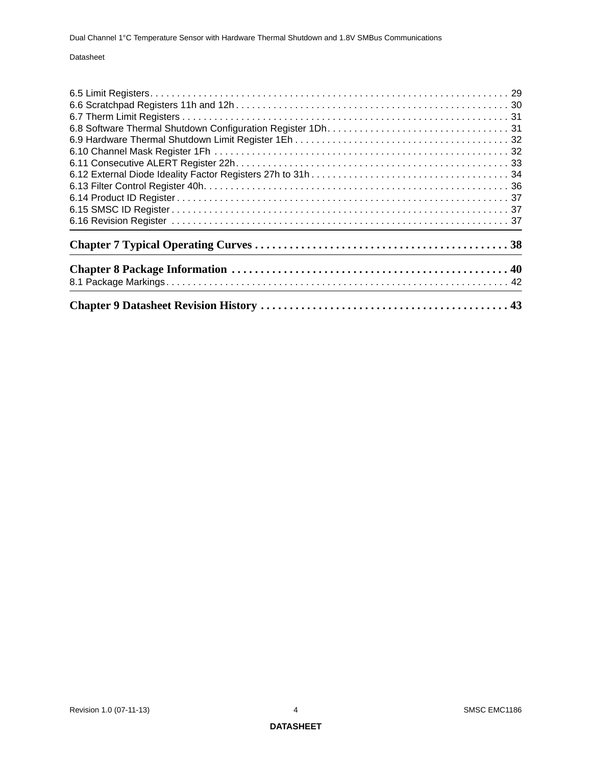6.5 Limit Registers . . . . . . . . . . . . . . . . . . . . . . . . . . . . . . . . . . . . . . . . . . . . . . . . . . . . . . . . . . . . . . . . . 29
6.6 Scratchpad Registers 11h and 12h . . . . . . . . . . . . . . . . . . . . . . . . . . . . . . . . . . . . . . . . . . . . . . . . . . . 30
6.7 Therm Limit Registers . . . . . . . . . . . . . . . . . . . . . . . . . . . . . . . . . . . . . . . . . . . . . . . . . . . . . . . . . . . . . 31
6.8 Software Thermal Shutdown Configuration Register 1Dh . . . . . . . . . . . . . . . . . . . . . . . . . . . . . . . . . . 31
6.9 Hardware Thermal Shutdown Limit Register 1Eh . . . . . . . . . . . . . . . . . . . . . . . . . . . . . . . . . . . . . . . . 32
6.10 Channel Mask Register 1Fh . . . . . . . . . . . . . . . . . . . . . . . . . . . . . . . . . . . . . . . . . . . . . . . . . . . . . . . 32
6.11 Consecutive ALERT Register 22h . . . . . . . . . . . . . . . . . . . . . . . . . . . . . . . . . . . . . . . . . . . . . . . . . . . 33
6.12 External Diode Ideality Factor Registers 27h to 31h . . . . . . . . . . . . . . . . . . . . . . . . . . . . . . . . . . . . . 34
6.13 Filter Control Register 40h . . . . . . . . . . . . . . . . . . . . . . . . . . . . . . . . . . . . . . . . . . . . . . . . . . . . . . . . . 36
6.14 Product ID Register . . . . . . . . . . . . . . . . . . . . . . . . . . . . . . . . . . . . . . . . . . . . . . . . . . . . . . . . . . . . . . 37
6.15 SMSC ID Register . . . . . . . . . . . . . . . . . . . . . . . . . . . . . . . . . . . . . . . . . . . . . . . . . . . . . . . . . . . . . . . 37
6.16 Revision Register . . . . . . . . . . . . . . . . . . . . . . . . . . . . . . . . . . . . . . . . . . . . . . . . . . . . . . . . . . . . . . . . 37

**Chapter 7 Typical Operating Curves . . . . . . . . . . . . . . . . . . . . . . . . . . . . . . . . . . . . . . . . . . . 38**

**Chapter 8 Package Information . . . . . . . . . . . . . . . . . . . . . . . . . . . . . . . . . . . . . . . . . . . . . . 40**

8.1 Package Markings . . . . . . . . . . . . . . . . . . . . . . . . . . . . . . . . . . . . . . . . . . . . . . . . . . . . . . . . . . . . . . . . 42

**Chapter 9 Datasheet Revision History . . . . . . . . . . . . . . . . . . . . . . . . . . . . . . . . . . . . . . . . . . 43**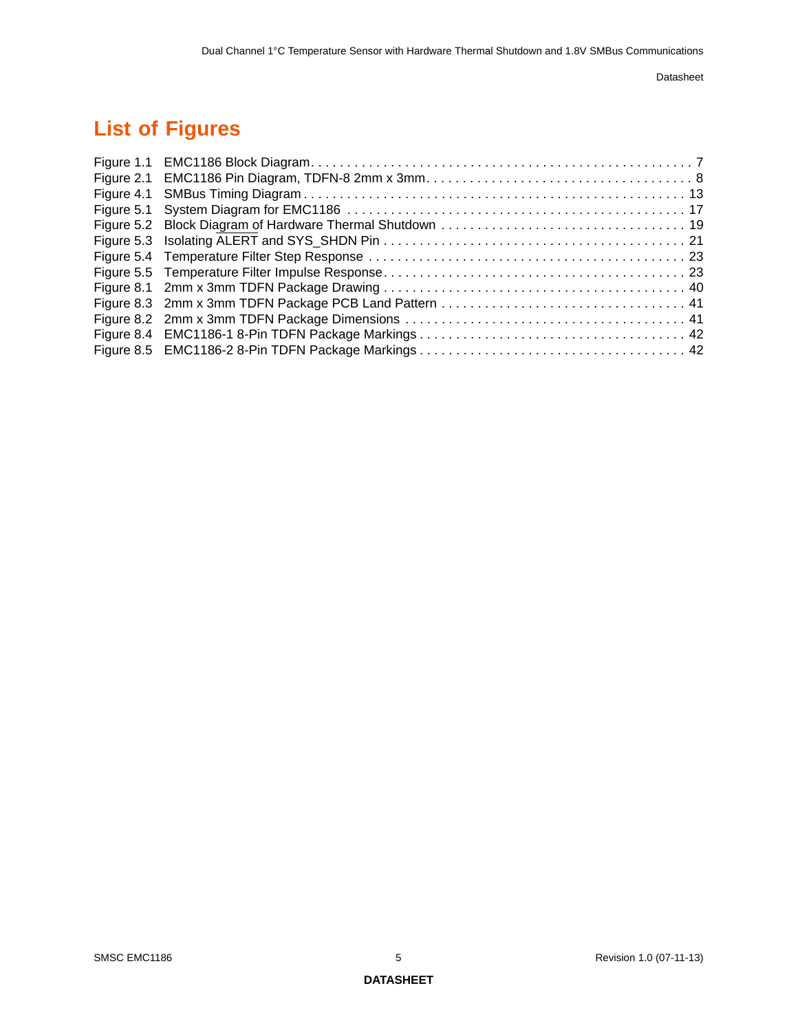# List of Figures

Figure 1.1 EMC1186 Block Diagram . . . . . . . . . . . . . . . . . . . . . . . . . . . . . . . . . . . . . . . . . . . . . . . . . . . . 7
Figure 2.1 EMC1186 Pin Diagram, TDFN-8 2mm x 3mm . . . . . . . . . . . . . . . . . . . . . . . . . . . . . . . . . . . . 8
Figure 4.1 SMBus Timing Diagram . . . . . . . . . . . . . . . . . . . . . . . . . . . . . . . . . . . . . . . . . . . . . . . . . . . . 13
Figure 5.1 System Diagram for EMC1186 . . . . . . . . . . . . . . . . . . . . . . . . . . . . . . . . . . . . . . . . . . . . . . 17
Figure 5.2 Block Diagram of Hardware Thermal Shutdown . . . . . . . . . . . . . . . . . . . . . . . . . . . . . . . . . 19
Figure 5.3 Isolating ALERT and SYS_SHDN Pin . . . . . . . . . . . . . . . . . . . . . . . . . . . . . . . . . . . . . . . . . 21
Figure 5.4 Temperature Filter Step Response . . . . . . . . . . . . . . . . . . . . . . . . . . . . . . . . . . . . . . . . . . . 23
Figure 5.5 Temperature Filter Impulse Response . . . . . . . . . . . . . . . . . . . . . . . . . . . . . . . . . . . . . . . . . 23
Figure 8.1 2mm x 3mm TDFN Package Drawing . . . . . . . . . . . . . . . . . . . . . . . . . . . . . . . . . . . . . . . . . 40
Figure 8.3 2mm x 3mm TDFN Package PCB Land Pattern . . . . . . . . . . . . . . . . . . . . . . . . . . . . . . . . . 41
Figure 8.2 2mm x 3mm TDFN Package Dimensions . . . . . . . . . . . . . . . . . . . . . . . . . . . . . . . . . . . . . . 41
Figure 8.4 EMC1186-1 8-Pin TDFN Package Markings . . . . . . . . . . . . . . . . . . . . . . . . . . . . . . . . . . . . 42
Figure 8.5 EMC1186-2 8-Pin TDFN Package Markings . . . . . . . . . . . . . . . . . . . . . . . . . . . . . . . . . . . . 42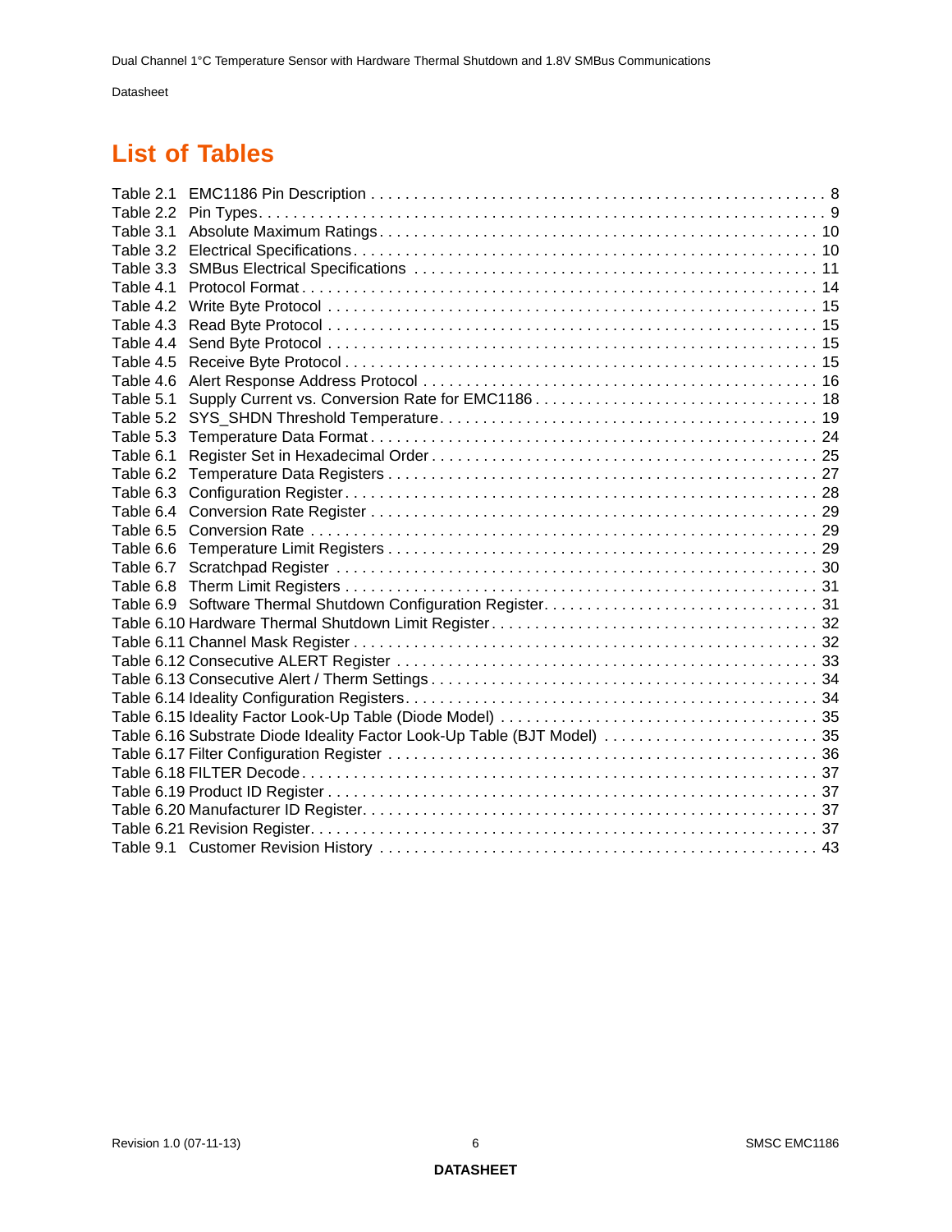# List of Tables

Table 2.1 EMC1186 Pin Description . . . . . . . . . . . . . . . . . . . . . . . . . . . . . . . . . . . . . . . . . . . . . . . . . . 8
Table 2.2 Pin Types. . . . . . . . . . . . . . . . . . . . . . . . . . . . . . . . . . . . . . . . . . . . . . . . . . . . . . . . . . . . . . 9
Table 3.1 Absolute Maximum Ratings . . . . . . . . . . . . . . . . . . . . . . . . . . . . . . . . . . . . . . . . . . . . . . . . . 10
Table 3.2 Electrical Specifications . . . . . . . . . . . . . . . . . . . . . . . . . . . . . . . . . . . . . . . . . . . . . . . . . . . 10
Table 3.3 SMBus Electrical Specifications . . . . . . . . . . . . . . . . . . . . . . . . . . . . . . . . . . . . . . . . . . . . . 11
Table 4.1 Protocol Format . . . . . . . . . . . . . . . . . . . . . . . . . . . . . . . . . . . . . . . . . . . . . . . . . . . . . . . . 14
Table 4.2 Write Byte Protocol . . . . . . . . . . . . . . . . . . . . . . . . . . . . . . . . . . . . . . . . . . . . . . . . . . . . . 15
Table 4.3 Read Byte Protocol . . . . . . . . . . . . . . . . . . . . . . . . . . . . . . . . . . . . . . . . . . . . . . . . . . . . . . 15
Table 4.4 Send Byte Protocol . . . . . . . . . . . . . . . . . . . . . . . . . . . . . . . . . . . . . . . . . . . . . . . . . . . . . . 15
Table 4.5 Receive Byte Protocol . . . . . . . . . . . . . . . . . . . . . . . . . . . . . . . . . . . . . . . . . . . . . . . . . . . . 15
Table 4.6 Alert Response Address Protocol . . . . . . . . . . . . . . . . . . . . . . . . . . . . . . . . . . . . . . . . . . . . 16
Table 5.1 Supply Current vs. Conversion Rate for EMC1186 . . . . . . . . . . . . . . . . . . . . . . . . . . . . . . . . 18
Table 5.2 SYS_SHDN Threshold Temperature. . . . . . . . . . . . . . . . . . . . . . . . . . . . . . . . . . . . . . . . . . 19
Table 5.3 Temperature Data Format . . . . . . . . . . . . . . . . . . . . . . . . . . . . . . . . . . . . . . . . . . . . . . . . . 24
Table 6.1 Register Set in Hexadecimal Order . . . . . . . . . . . . . . . . . . . . . . . . . . . . . . . . . . . . . . . . . . 25
Table 6.2 Temperature Data Registers . . . . . . . . . . . . . . . . . . . . . . . . . . . . . . . . . . . . . . . . . . . . . . . 27
Table 6.3 Configuration Register. . . . . . . . . . . . . . . . . . . . . . . . . . . . . . . . . . . . . . . . . . . . . . . . . . . . 28
Table 6.4 Conversion Rate Register . . . . . . . . . . . . . . . . . . . . . . . . . . . . . . . . . . . . . . . . . . . . . . . . . 29
Table 6.5 Conversion Rate . . . . . . . . . . . . . . . . . . . . . . . . . . . . . . . . . . . . . . . . . . . . . . . . . . . . . . . . 29
Table 6.6 Temperature Limit Registers . . . . . . . . . . . . . . . . . . . . . . . . . . . . . . . . . . . . . . . . . . . . . . . 29
Table 6.7 Scratchpad Register . . . . . . . . . . . . . . . . . . . . . . . . . . . . . . . . . . . . . . . . . . . . . . . . . . . . . 30
Table 6.8 Therm Limit Registers . . . . . . . . . . . . . . . . . . . . . . . . . . . . . . . . . . . . . . . . . . . . . . . . . . . . 31
Table 6.9 Software Thermal Shutdown Configuration Register. . . . . . . . . . . . . . . . . . . . . . . . . . . . . . . 31
Table 6.10 Hardware Thermal Shutdown Limit Register . . . . . . . . . . . . . . . . . . . . . . . . . . . . . . . . . . . . 32
Table 6.11 Channel Mask Register . . . . . . . . . . . . . . . . . . . . . . . . . . . . . . . . . . . . . . . . . . . . . . . . . . 32
Table 6.12 Consecutive ALERT Register . . . . . . . . . . . . . . . . . . . . . . . . . . . . . . . . . . . . . . . . . . . . . . 33
Table 6.13 Consecutive Alert / Therm Settings . . . . . . . . . . . . . . . . . . . . . . . . . . . . . . . . . . . . . . . . . . 34
Table 6.14 Ideality Configuration Registers. . . . . . . . . . . . . . . . . . . . . . . . . . . . . . . . . . . . . . . . . . . . . 34
Table 6.15 Ideality Factor Look-Up Table (Diode Model) . . . . . . . . . . . . . . . . . . . . . . . . . . . . . . . . . . . 35
Table 6.16 Substrate Diode Ideality Factor Look-Up Table (BJT Model) . . . . . . . . . . . . . . . . . . . . . . . . 35
Table 6.17 Filter Configuration Register . . . . . . . . . . . . . . . . . . . . . . . . . . . . . . . . . . . . . . . . . . . . . . . 36
Table 6.18 FILTER Decode. . . . . . . . . . . . . . . . . . . . . . . . . . . . . . . . . . . . . . . . . . . . . . . . . . . . . . . . 37
Table 6.19 Product ID Register . . . . . . . . . . . . . . . . . . . . . . . . . . . . . . . . . . . . . . . . . . . . . . . . . . . . . 37
Table 6.20 Manufacturer ID Register. . . . . . . . . . . . . . . . . . . . . . . . . . . . . . . . . . . . . . . . . . . . . . . . . . 37
Table 6.21 Revision Register. . . . . . . . . . . . . . . . . . . . . . . . . . . . . . . . . . . . . . . . . . . . . . . . . . . . . . . 37
Table 9.1 Customer Revision History . . . . . . . . . . . . . . . . . . . . . . . . . . . . . . . . . . . . . . . . . . . . . . . . . 43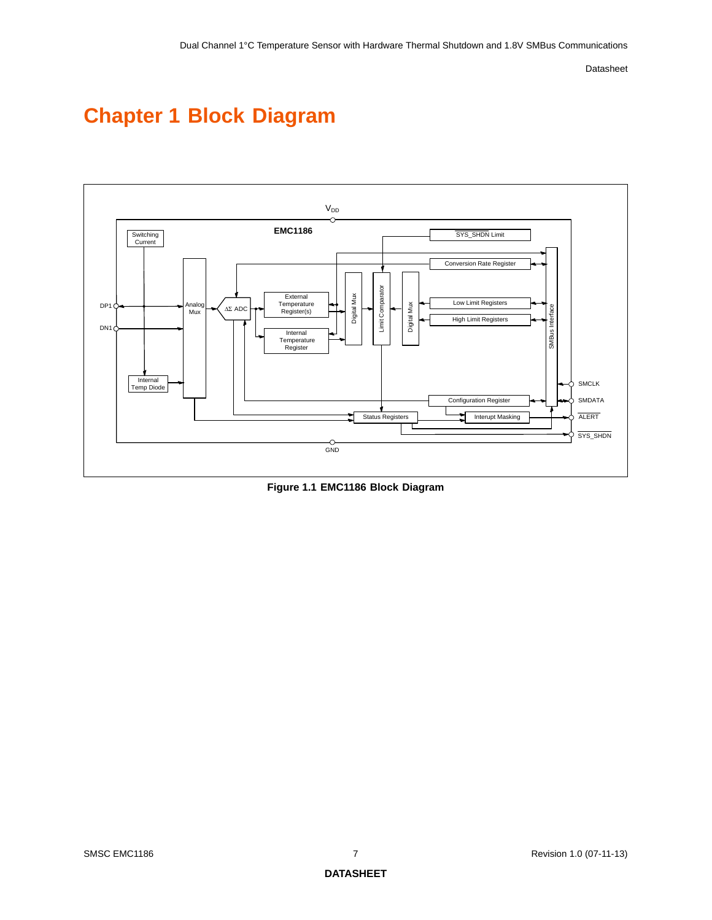# Chapter 1 Block Diagram

Figure 1.1 EMC1186 Block Diagram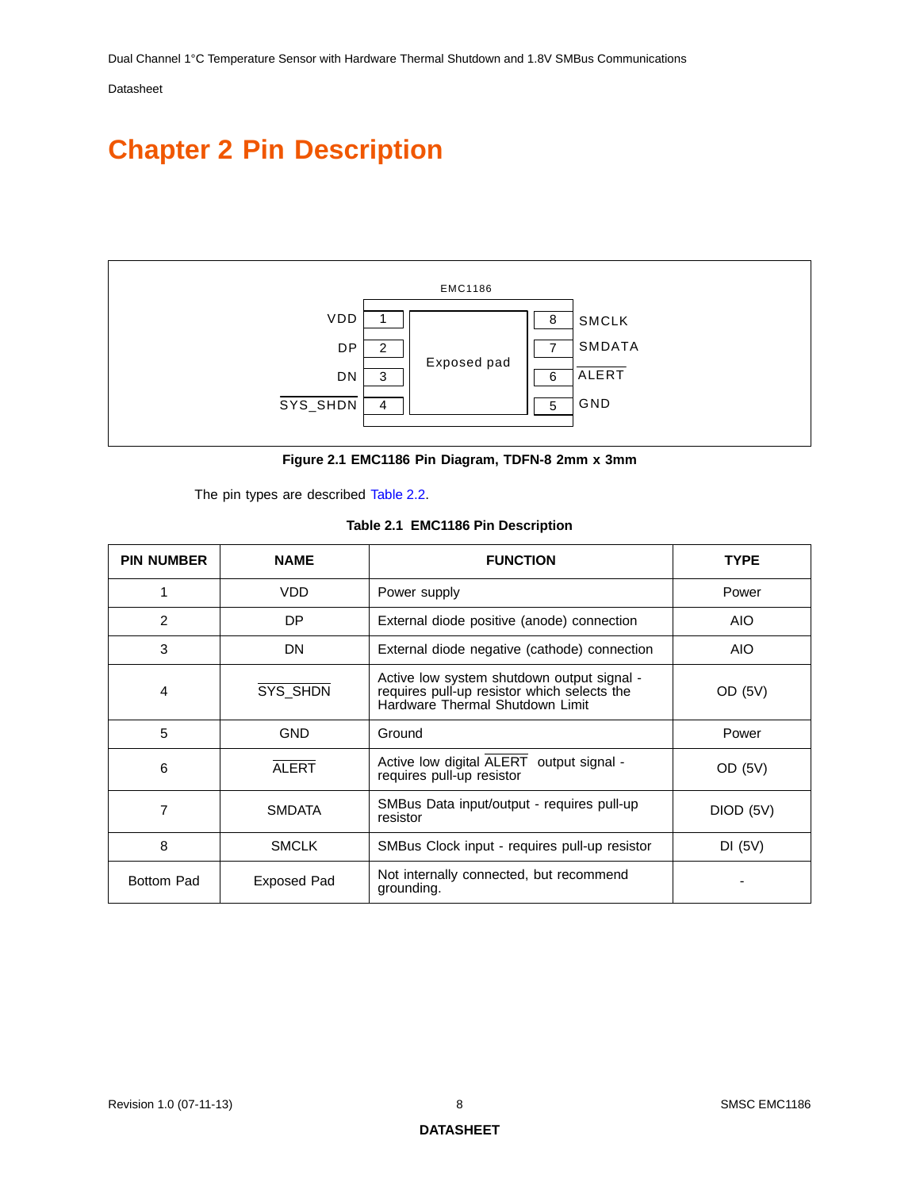# Chapter 2 Pin Description

Figure 2.1 EMC1186 Pin Diagram, TDFN-8 2mm x 3mm

The pin types are described Table 2.2.

**Table 2.1 EMC1186 Pin Description**

| PIN NUMBER | NAME | FUNCTION | TYPE |
|---|---|---|---|
| 1 | VDD | Power supply | Power |
| 2 | DP | External diode positive (anode) connection | AIO |
| 3 | DN | External diode negative (cathode) connection | AIO |
| 4 | $\overline{\text{SYS\_SHDN}}$ | Active low system shutdown output signal - requires pull-up resistor which selects the Hardware Thermal Shutdown Limit | OD (5V) |
| 5 | GND | Ground | Power |
| 6 | $\overline{\text{ALERT}}$ | Active low digital $\overline{\text{ALERT}}$ output signal - requires pull-up resistor | OD (5V) |
| 7 | SMDATA | SMBus Data input/output - requires pull-up resistor | DIOD (5V) |
| 8 | SMCLK | SMBus Clock input - requires pull-up resistor | DI (5V) |
| Bottom Pad | Exposed Pad | Not internally connected, but recommend grounding. | - |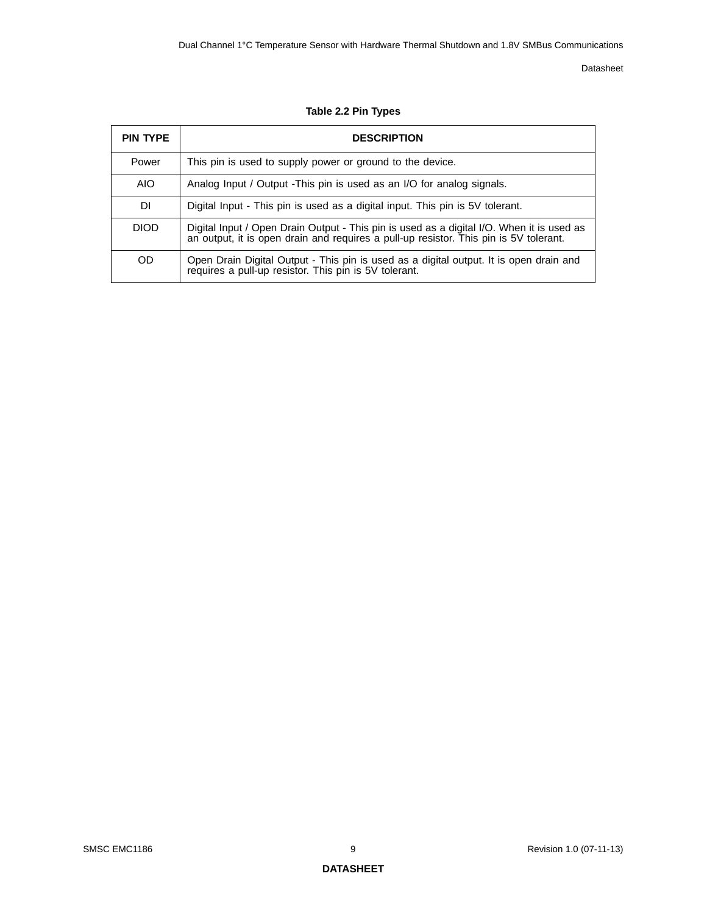**Table 2.2 Pin Types**

| PIN TYPE | DESCRIPTION |
|---|---|
| Power | This pin is used to supply power or ground to the device. |
| AIO | Analog Input / Output -This pin is used as an I/O for analog signals. |
| DI | Digital Input - This pin is used as a digital input. This pin is 5V tolerant. |
| DIOD | Digital Input / Open Drain Output - This pin is used as a digital I/O. When it is used as an output, it is open drain and requires a pull-up resistor. This pin is 5V tolerant. |
| OD | Open Drain Digital Output - This pin is used as a digital output. It is open drain and requires a pull-up resistor. This pin is 5V tolerant. |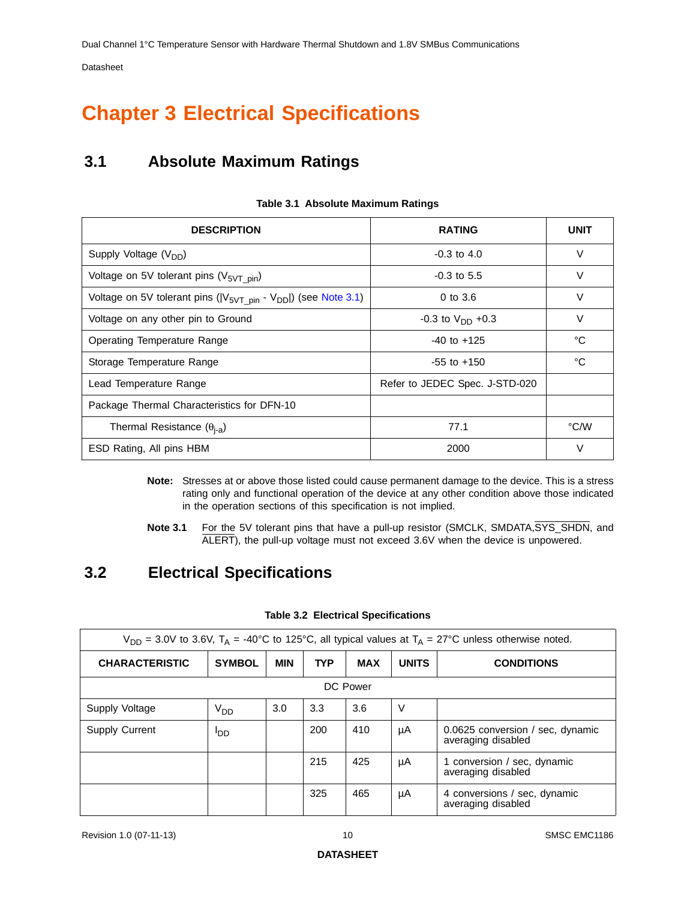# Chapter 3 Electrical Specifications

## 3.1 Absolute Maximum Ratings

**Table 3.1 Absolute Maximum Ratings**

| DESCRIPTION | RATING | UNIT |
|---|---|---|
| Supply Voltage ($V_{DD}$) | -0.3 to 4.0 | V |
| Voltage on 5V tolerant pins ($V_{5VT\_pin}$) | -0.3 to 5.5 | V |
| Voltage on 5V tolerant pins ($\lvert V_{5VT\_pin} - V_{DD} \rvert$) (see Note 3.1) | 0 to 3.6 | V |
| Voltage on any other pin to Ground | -0.3 to $V_{DD}$ +0.3 | V |
| Operating Temperature Range | -40 to +125 | °C |
| Storage Temperature Range | -55 to +150 | °C |
| Lead Temperature Range | Refer to JEDEC Spec. J-STD-020 | |
| Package Thermal Characteristics for DFN-10 | | |
| Thermal Resistance ($\theta_{j-a}$) | 77.1 | °C/W |
| ESD Rating, All pins HBM | 2000 | V |

**Note:** Stresses at or above those listed could cause permanent damage to the device. This is a stress rating only and functional operation of the device at any other condition above those indicated in the operation sections of this specification is not implied.

**Note 3.1** For the 5V tolerant pins that have a pull-up resistor (SMCLK, SMDATA, $\overline{\text{SYS\_SHDN}}$, and $\overline{\text{ALERT}}$), the pull-up voltage must not exceed 3.6V when the device is unpowered.

## 3.2 Electrical Specifications

**Table 3.2 Electrical Specifications**

| $V_{DD}$ = 3.0V to 3.6V, $T_A$ = -40°C to 125°C, all typical values at $T_A$ = 27°C unless otherwise noted. | | | | | | |
|---|---|---|---|---|---|---|
| **CHARACTERISTIC** | **SYMBOL** | **MIN** | **TYP** | **MAX** | **UNITS** | **CONDITIONS** |
| DC Power | | | | | | |
| Supply Voltage | $V_{DD}$ | 3.0 | 3.3 | 3.6 | V | |
| Supply Current | $I_{DD}$ | | 200 | 410 | µA | 0.0625 conversion / sec, dynamic averaging disabled |
| | | | 215 | 425 | µA | 1 conversion / sec, dynamic averaging disabled |
| | | | 325 | 465 | µA | 4 conversions / sec, dynamic averaging disabled |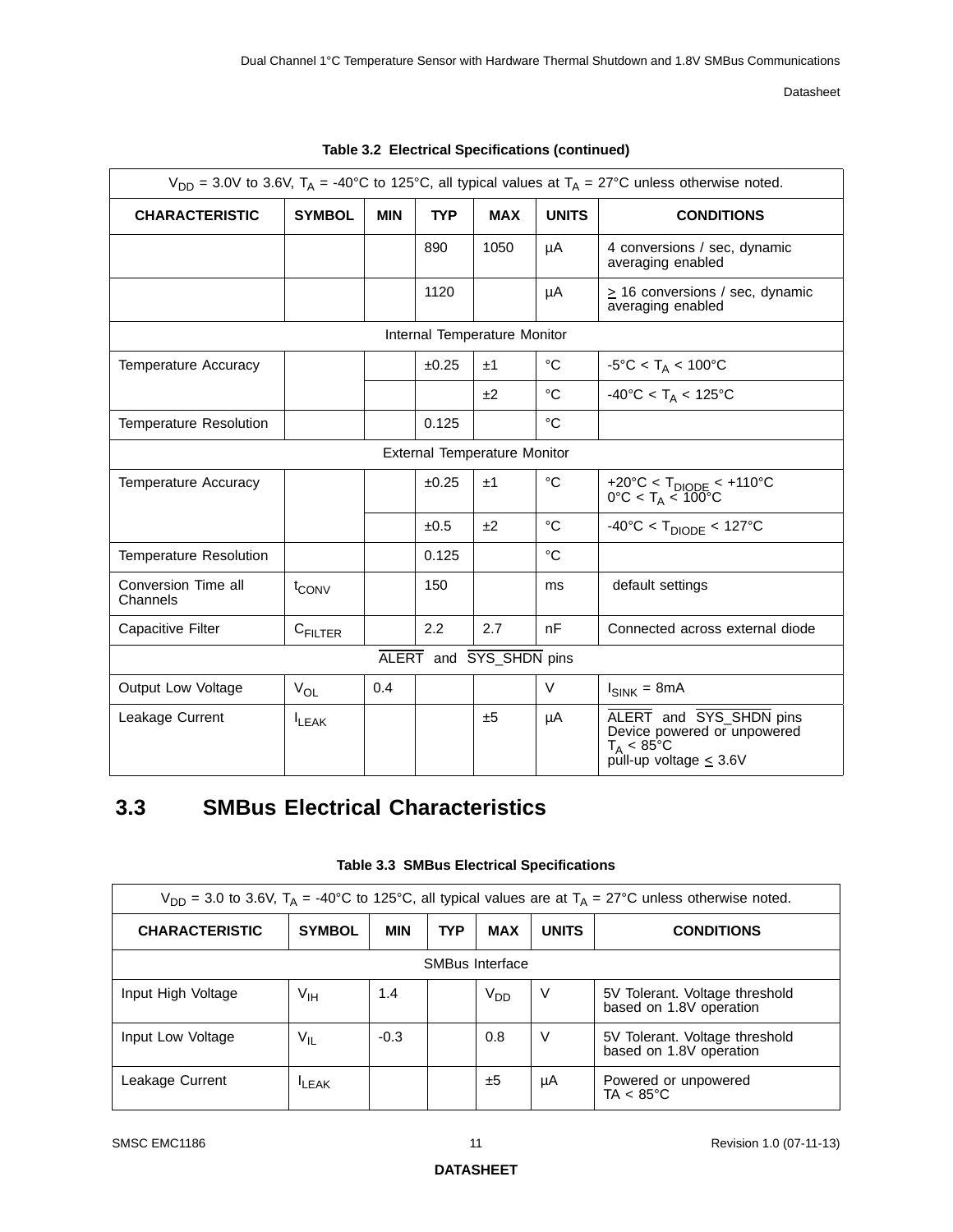**Table 3.2 Electrical Specifications (continued)**

| $V_{DD}$ = 3.0V to 3.6V, $T_A$ = -40°C to 125°C, all typical values at $T_A$ = 27°C unless otherwise noted. | | | | | | |
|---|---|---|---|---|---|---|
| **CHARACTERISTIC** | **SYMBOL** | **MIN** | **TYP** | **MAX** | **UNITS** | **CONDITIONS** |
| | | | 890 | 1050 | µA | 4 conversions / sec, dynamic averaging enabled |
| | | | 1120 | | µA | ≥ 16 conversions / sec, dynamic averaging enabled |
| Internal Temperature Monitor | | | | | | |
| Temperature Accuracy | | | ±0.25 | ±1 | °C | -5°C < $T_A$ < 100°C |
| | | | | ±2 | °C | -40°C < $T_A$ < 125°C |
| Temperature Resolution | | | 0.125 | | °C | |
| External Temperature Monitor | | | | | | |
| Temperature Accuracy | | | ±0.25 | ±1 | °C | +20°C < $T_{DIODE}$ < +110°C 0°C < $T_A$ < 100°C |
| | | | ±0.5 | ±2 | °C | -40°C < $T_{DIODE}$ < 127°C |
| Temperature Resolution | | | 0.125 | | °C | |
| Conversion Time all Channels | $t_{CONV}$ | | 150 | | ms | default settings |
| Capacitive Filter | $C_{FILTER}$ | | 2.2 | 2.7 | nF | Connected across external diode |
| $\overline{\text{ALERT}}$ and $\overline{\text{SYS\_SHDN}}$ pins | | | | | | |
| Output Low Voltage | $V_{OL}$ | 0.4 | | | V | $I_{SINK}$ = 8mA |
| Leakage Current | $I_{LEAK}$ | | | ±5 | µA | $\overline{\text{ALERT}}$ and $\overline{\text{SYS\_SHDN}}$ pins Device powered or unpowered $T_A$ < 85°C pull-up voltage ≤ 3.6V |

## 3.3 SMBus Electrical Characteristics

**Table 3.3 SMBus Electrical Specifications**

| $V_{DD}$ = 3.0 to 3.6V, $T_A$ = -40°C to 125°C, all typical values are at $T_A$ = 27°C unless otherwise noted. | | | | | | |
|---|---|---|---|---|---|---|
| **CHARACTERISTIC** | **SYMBOL** | **MIN** | **TYP** | **MAX** | **UNITS** | **CONDITIONS** |
| SMBus Interface | | | | | | |
| Input High Voltage | $V_{IH}$ | 1.4 | | $V_{DD}$ | V | 5V Tolerant. Voltage threshold based on 1.8V operation |
| Input Low Voltage | $V_{IL}$ | -0.3 | | 0.8 | V | 5V Tolerant. Voltage threshold based on 1.8V operation |
| Leakage Current | $I_{LEAK}$ | | | ±5 | µA | Powered or unpowered TA < 85°C |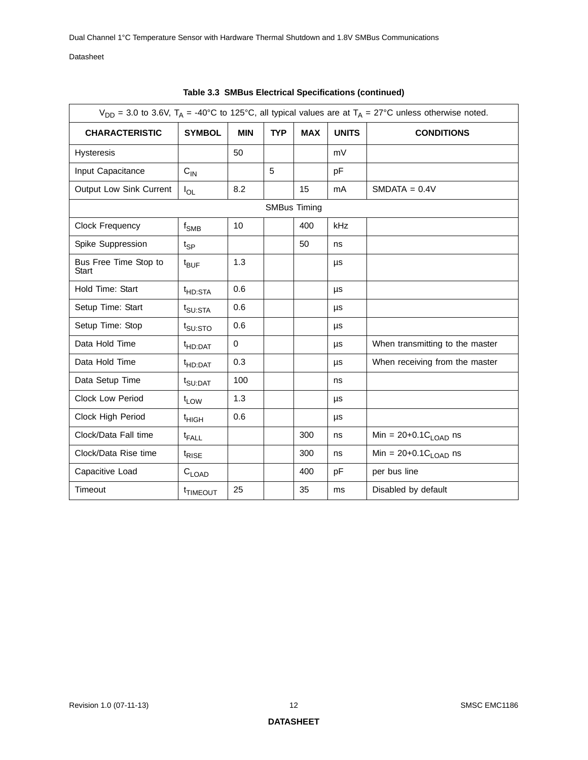**Table 3.3 SMBus Electrical Specifications (continued)**

| $V_{DD}$ = 3.0 to 3.6V, $T_A$ = -40°C to 125°C, all typical values are at $T_A$ = 27°C unless otherwise noted. | | | | | | |
|---|---|---|---|---|---|---|
| **CHARACTERISTIC** | **SYMBOL** | **MIN** | **TYP** | **MAX** | **UNITS** | **CONDITIONS** |
| Hysteresis | | 50 | | | mV | |
| Input Capacitance | $C_{IN}$ | | 5 | | pF | |
| Output Low Sink Current | $I_{OL}$ | 8.2 | | 15 | mA | SMDATA = 0.4V |
| SMBus Timing | | | | | | |
| Clock Frequency | $f_{SMB}$ | 10 | | 400 | kHz | |
| Spike Suppression | $t_{SP}$ | | | 50 | ns | |
| Bus Free Time Stop to Start | $t_{BUF}$ | 1.3 | | | µs | |
| Hold Time: Start | $t_{HD:STA}$ | 0.6 | | | µs | |
| Setup Time: Start | $t_{SU:STA}$ | 0.6 | | | µs | |
| Setup Time: Stop | $t_{SU:STO}$ | 0.6 | | | µs | |
| Data Hold Time | $t_{HD:DAT}$ | 0 | | | µs | When transmitting to the master |
| Data Hold Time | $t_{HD:DAT}$ | 0.3 | | | µs | When receiving from the master |
| Data Setup Time | $t_{SU:DAT}$ | 100 | | | ns | |
| Clock Low Period | $t_{LOW}$ | 1.3 | | | µs | |
| Clock High Period | $t_{HIGH}$ | 0.6 | | | µs | |
| Clock/Data Fall time | $t_{FALL}$ | | | 300 | ns | Min = 20+0.1$C_{LOAD}$ ns |
| Clock/Data Rise time | $t_{RISE}$ | | | 300 | ns | Min = 20+0.1$C_{LOAD}$ ns |
| Capacitive Load | $C_{LOAD}$ | | | 400 | pF | per bus line |
| Timeout | $t_{TIMEOUT}$ | 25 | | 35 | ms | Disabled by default |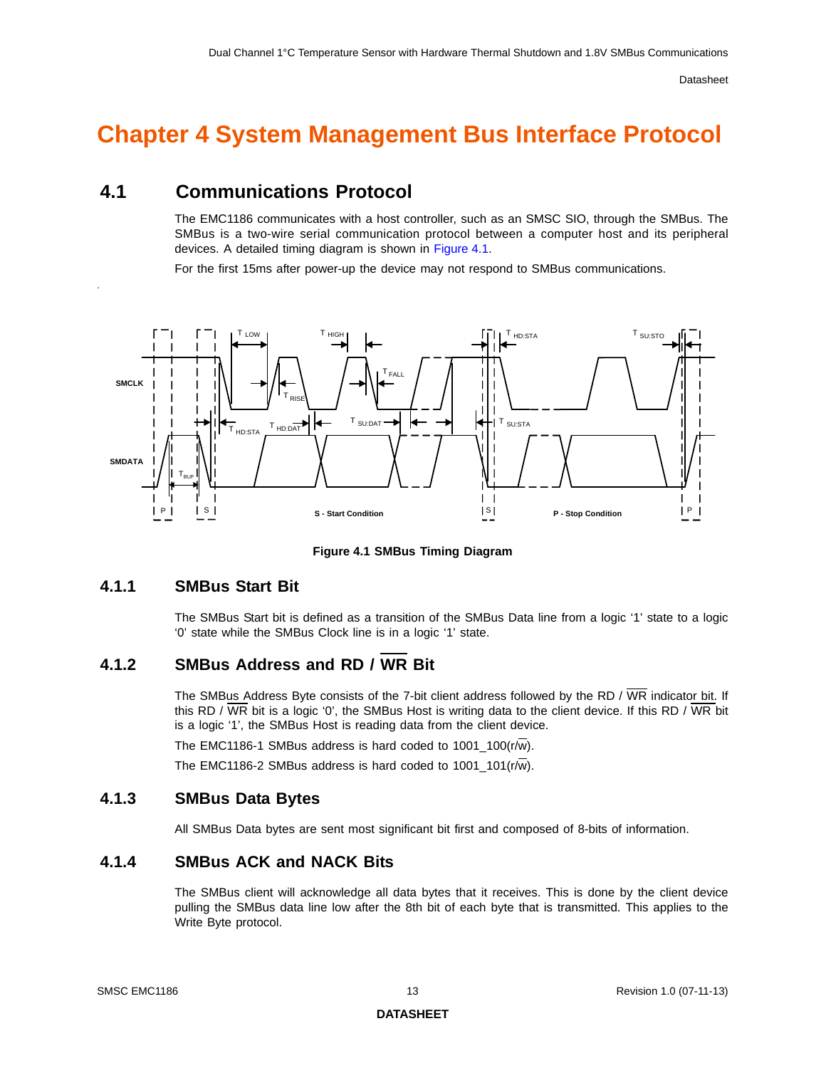# Chapter 4 System Management Bus Interface Protocol

## 4.1 Communications Protocol

The EMC1186 communicates with a host controller, such as an SMSC SIO, through the SMBus. The SMBus is a two-wire serial communication protocol between a computer host and its peripheral devices. A detailed timing diagram is shown in Figure 4.1.

For the first 15ms after power-up the device may not respond to SMBus communications.

**Figure 4.1 SMBus Timing Diagram**

### 4.1.1 SMBus Start Bit

The SMBus Start bit is defined as a transition of the SMBus Data line from a logic '1' state to a logic '0' state while the SMBus Clock line is in a logic '1' state.

### 4.1.2 SMBus Address and RD / $\overline{\text{WR}}$ Bit

The SMBus Address Byte consists of the 7-bit client address followed by the RD / $\overline{\text{WR}}$ indicator bit. If this RD / $\overline{\text{WR}}$ bit is a logic '0', the SMBus Host is writing data to the client device. If this RD / $\overline{\text{WR}}$ bit is a logic '1', the SMBus Host is reading data from the client device.

The EMC1186-1 SMBus address is hard coded to 1001_100(r/$\overline{\text{w}}$).

The EMC1186-2 SMBus address is hard coded to 1001_101(r/$\overline{\text{w}}$).

### 4.1.3 SMBus Data Bytes

All SMBus Data bytes are sent most significant bit first and composed of 8-bits of information.

### 4.1.4 SMBus ACK and NACK Bits

The SMBus client will acknowledge all data bytes that it receives. This is done by the client device pulling the SMBus data line low after the 8th bit of each byte that is transmitted. This applies to the Write Byte protocol.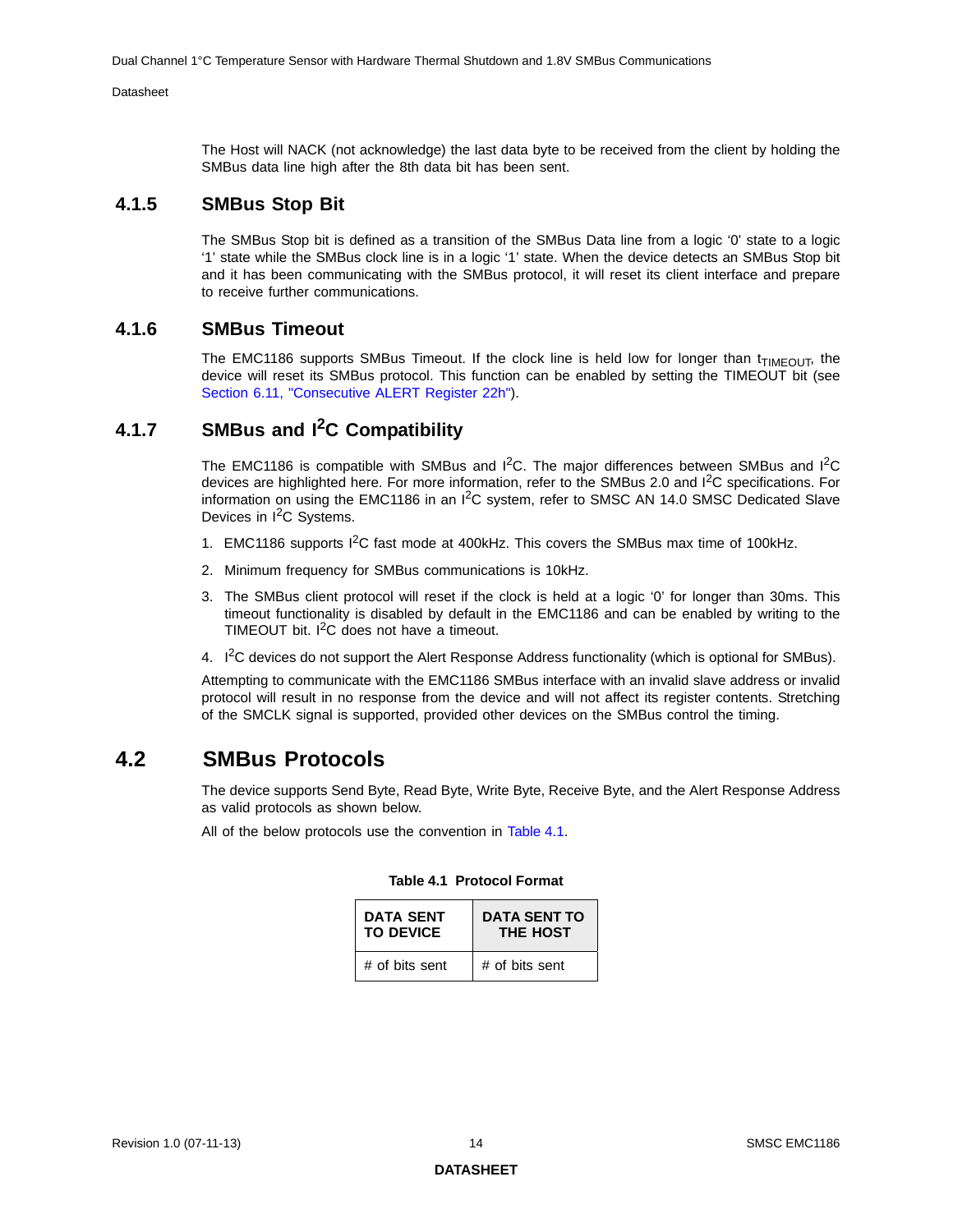The Host will NACK (not acknowledge) the last data byte to be received from the client by holding the SMBus data line high after the 8th data bit has been sent.

### 4.1.5 SMBus Stop Bit

The SMBus Stop bit is defined as a transition of the SMBus Data line from a logic ‘0’ state to a logic ‘1’ state while the SMBus clock line is in a logic ‘1’ state. When the device detects an SMBus Stop bit and it has been communicating with the SMBus protocol, it will reset its client interface and prepare to receive further communications.

### 4.1.6 SMBus Timeout

The EMC1186 supports SMBus Timeout. If the clock line is held low for longer than $t_{TIMEOUT}$, the device will reset its SMBus protocol. This function can be enabled by setting the TIMEOUT bit (see Section 6.11, "Consecutive ALERT Register 22h").

### 4.1.7 SMBus and $I^2C$ Compatibility

The EMC1186 is compatible with SMBus and $I^2C$. The major differences between SMBus and $I^2C$ devices are highlighted here. For more information, refer to the SMBus 2.0 and $I^2C$ specifications. For information on using the EMC1186 in an $I^2C$ system, refer to SMSC AN 14.0 SMSC Dedicated Slave Devices in $I^2C$ Systems.

1. EMC1186 supports $I^2C$ fast mode at 400kHz. This covers the SMBus max time of 100kHz.
2. Minimum frequency for SMBus communications is 10kHz.
3. The SMBus client protocol will reset if the clock is held at a logic ‘0’ for longer than 30ms. This timeout functionality is disabled by default in the EMC1186 and can be enabled by writing to the TIMEOUT bit. $I^2C$ does not have a timeout.
4. $I^2C$ devices do not support the Alert Response Address functionality (which is optional for SMBus).

Attempting to communicate with the EMC1186 SMBus interface with an invalid slave address or invalid protocol will result in no response from the device and will not affect its register contents. Stretching of the SMCLK signal is supported, provided other devices on the SMBus control the timing.

## 4.2 SMBus Protocols

The device supports Send Byte, Read Byte, Write Byte, Receive Byte, and the Alert Response Address as valid protocols as shown below.

All of the below protocols use the convention in Table 4.1.

**Table 4.1 Protocol Format**

| DATA SENT TO DEVICE | DATA SENT TO THE HOST |
| --- | --- |
| # of bits sent | # of bits sent |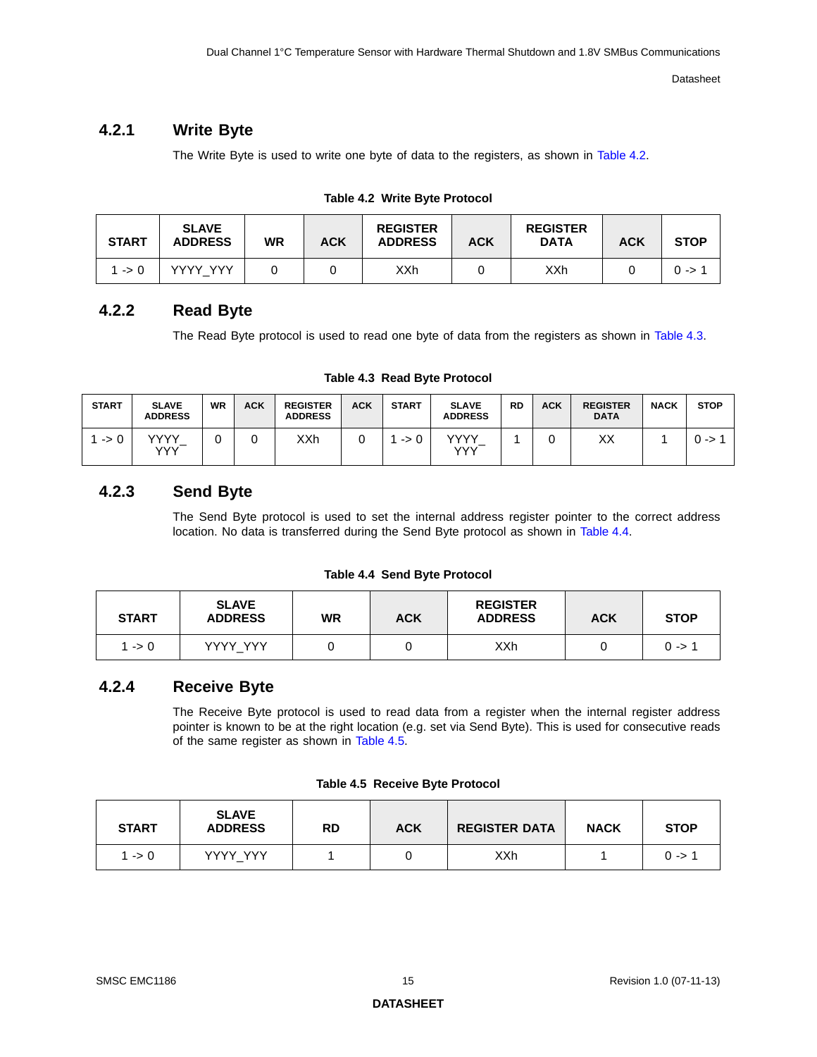### 4.2.1 Write Byte

The Write Byte is used to write one byte of data to the registers, as shown in Table 4.2.

**Table 4.2 Write Byte Protocol**

| START | SLAVE ADDRESS | WR | ACK | REGISTER ADDRESS | ACK | REGISTER DATA | ACK | STOP |
|---|---|---|---|---|---|---|---|---|
| 1 -> 0 | YYYY_YYY | 0 | 0 | XXh | 0 | XXh | 0 | 0 -> 1 |

### 4.2.2 Read Byte

The Read Byte protocol is used to read one byte of data from the registers as shown in Table 4.3.

**Table 4.3 Read Byte Protocol**

| START | SLAVE ADDRESS | WR | ACK | REGISTER ADDRESS | ACK | START | SLAVE ADDRESS | RD | ACK | REGISTER DATA | NACK | STOP |
|---|---|---|---|---|---|---|---|---|---|---|---|---|
| 1 -> 0 | YYYY_YYY | 0 | 0 | XXh | 0 | 1 -> 0 | YYYY_YYY | 1 | 0 | XX | 1 | 0 -> 1 |

### 4.2.3 Send Byte

The Send Byte protocol is used to set the internal address register pointer to the correct address location. No data is transferred during the Send Byte protocol as shown in Table 4.4.

**Table 4.4 Send Byte Protocol**

| START | SLAVE ADDRESS | WR | ACK | REGISTER ADDRESS | ACK | STOP |
|---|---|---|---|---|---|---|
| 1 -> 0 | YYYY_YYY | 0 | 0 | XXh | 0 | 0 -> 1 |

### 4.2.4 Receive Byte

The Receive Byte protocol is used to read data from a register when the internal register address pointer is known to be at the right location (e.g. set via Send Byte). This is used for consecutive reads of the same register as shown in Table 4.5.

**Table 4.5 Receive Byte Protocol**

| START | SLAVE ADDRESS | RD | ACK | REGISTER DATA | NACK | STOP |
|---|---|---|---|---|---|---|
| 1 -> 0 | YYYY_YYY | 1 | 0 | XXh | 1 | 0 -> 1 |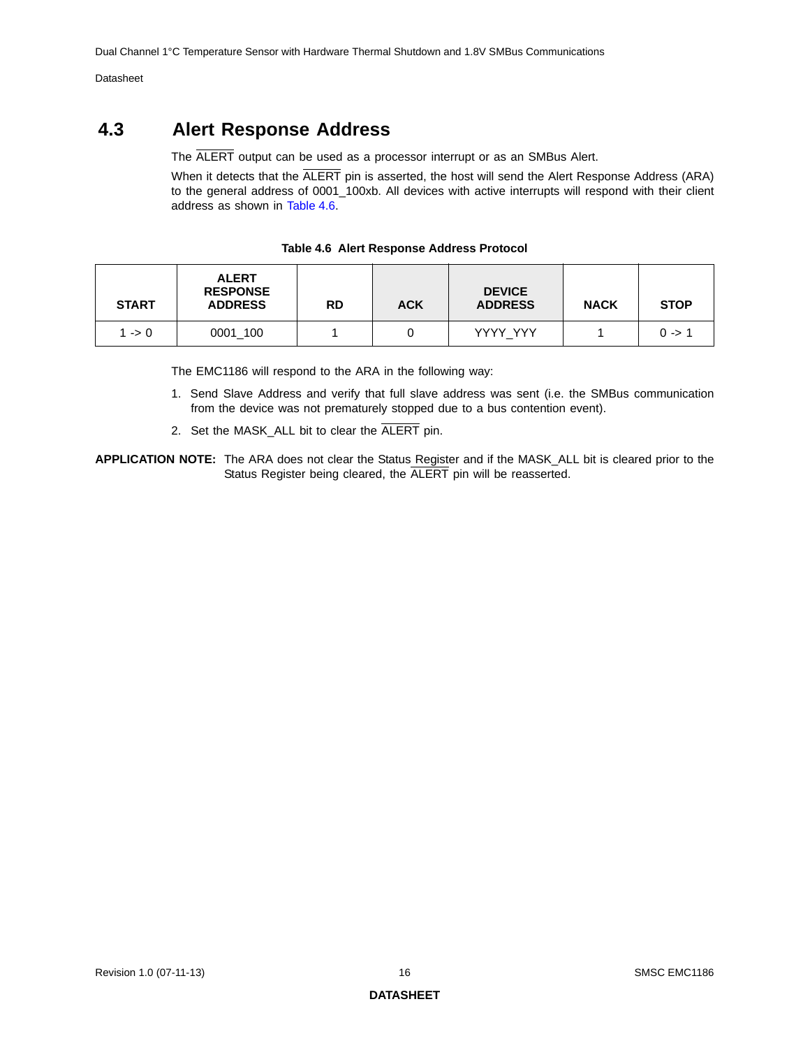## 4.3 Alert Response Address

The ALERT output can be used as a processor interrupt or as an SMBus Alert.

When it detects that the ALERT pin is asserted, the host will send the Alert Response Address (ARA) to the general address of 0001_100xb. All devices with active interrupts will respond with their client address as shown in Table 4.6.

**Table 4.6 Alert Response Address Protocol**

| START | ALERT RESPONSE ADDRESS | RD | ACK | DEVICE ADDRESS | NACK | STOP |
|---|---|---|---|---|---|---|
| 1 -> 0 | 0001_100 | 1 | 0 | YYYY_YYY | 1 | 0 -> 1 |

The EMC1186 will respond to the ARA in the following way:

1. Send Slave Address and verify that full slave address was sent (i.e. the SMBus communication from the device was not prematurely stopped due to a bus contention event).
2. Set the MASK_ALL bit to clear the ALERT pin.

**APPLICATION NOTE:** The ARA does not clear the Status Register and if the MASK_ALL bit is cleared prior to the Status Register being cleared, the ALERT pin will be reasserted.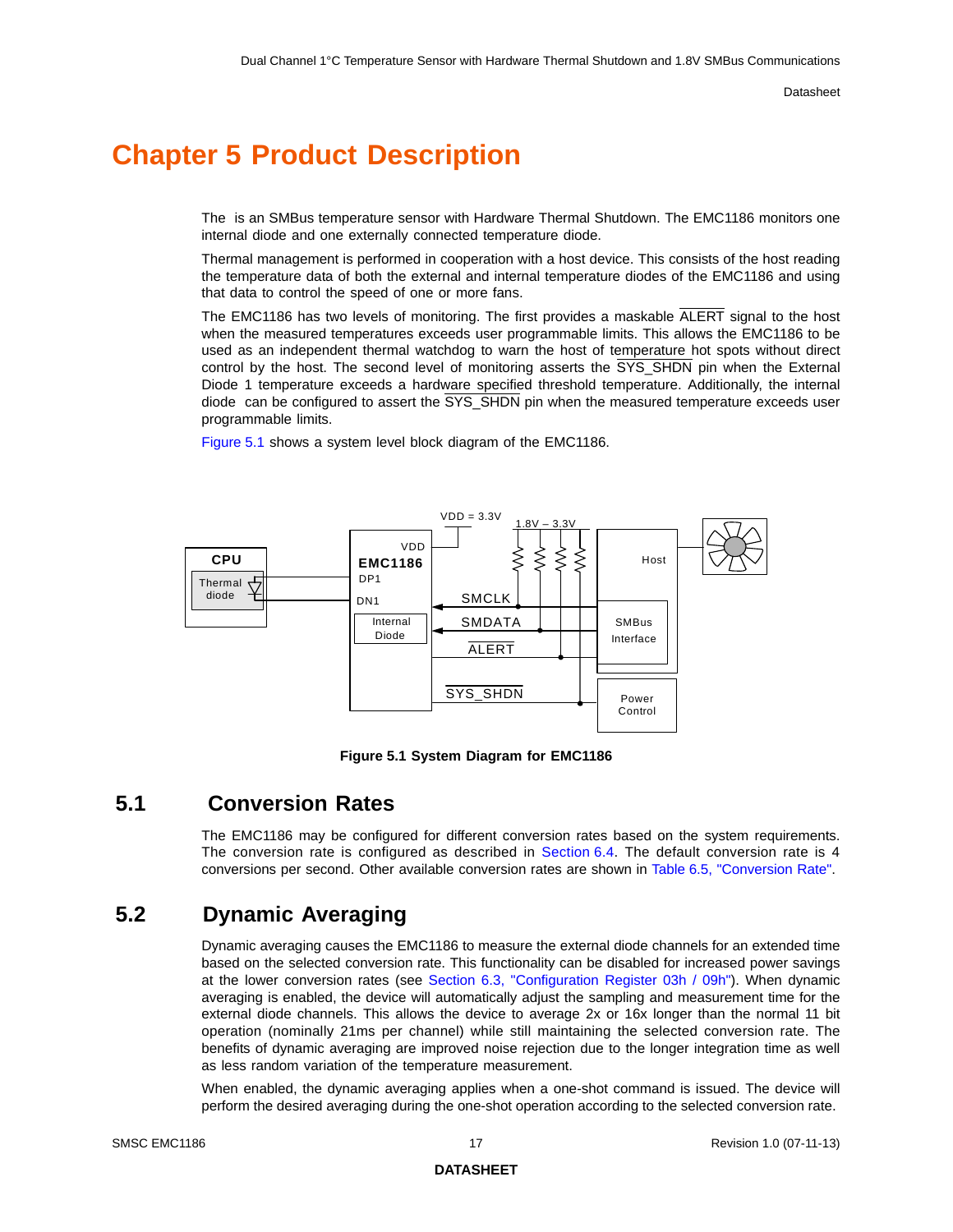# Chapter 5 Product Description

The  is an SMBus temperature sensor with Hardware Thermal Shutdown. The EMC1186 monitors one internal diode and one externally connected temperature diode.

Thermal management is performed in cooperation with a host device. This consists of the host reading the temperature data of both the external and internal temperature diodes of the EMC1186 and using that data to control the speed of one or more fans.

The EMC1186 has two levels of monitoring. The first provides a maskable ALERT signal to the host when the measured temperatures exceeds user programmable limits. This allows the EMC1186 to be used as an independent thermal watchdog to warn the host of temperature hot spots without direct control by the host. The second level of monitoring asserts the SYS_SHDN pin when the External Diode 1 temperature exceeds a hardware specified threshold temperature. Additionally, the internal diode  can be configured to assert the SYS_SHDN pin when the measured temperature exceeds user programmable limits.

Figure 5.1 shows a system level block diagram of the EMC1186.

**Figure 5.1 System Diagram for EMC1186**

## 5.1 Conversion Rates

The EMC1186 may be configured for different conversion rates based on the system requirements. The conversion rate is configured as described in Section 6.4. The default conversion rate is 4 conversions per second. Other available conversion rates are shown in Table 6.5, "Conversion Rate".

## 5.2 Dynamic Averaging

Dynamic averaging causes the EMC1186 to measure the external diode channels for an extended time based on the selected conversion rate. This functionality can be disabled for increased power savings at the lower conversion rates (see Section 6.3, "Configuration Register 03h / 09h"). When dynamic averaging is enabled, the device will automatically adjust the sampling and measurement time for the external diode channels. This allows the device to average 2x or 16x longer than the normal 11 bit operation (nominally 21ms per channel) while still maintaining the selected conversion rate. The benefits of dynamic averaging are improved noise rejection due to the longer integration time as well as less random variation of the temperature measurement.

When enabled, the dynamic averaging applies when a one-shot command is issued. The device will perform the desired averaging during the one-shot operation according to the selected conversion rate.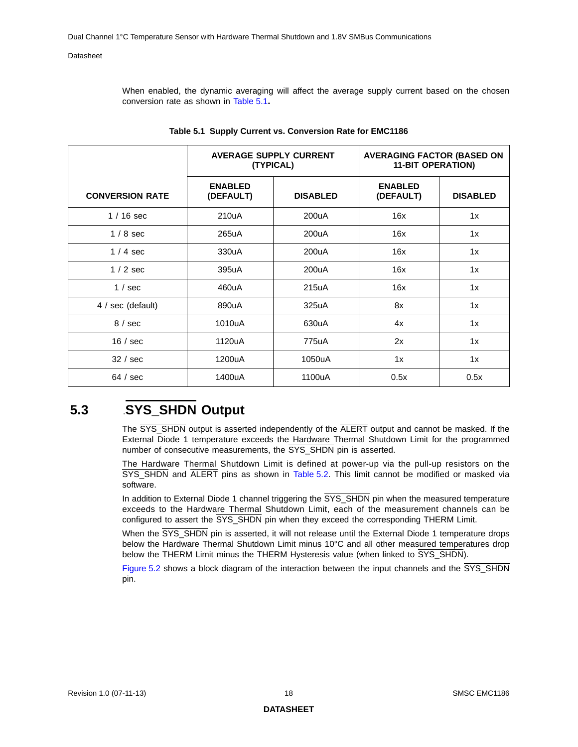When enabled, the dynamic averaging will affect the average supply current based on the chosen conversion rate as shown in Table 5.1**.**

**Table 5.1 Supply Current vs. Conversion Rate for EMC1186**

| CONVERSION RATE | AVERAGE SUPPLY CURRENT (TYPICAL) | | AVERAGING FACTOR (BASED ON 11-BIT OPERATION) | |
|---|---|---|---|---|
| | ENABLED (DEFAULT) | DISABLED | ENABLED (DEFAULT) | DISABLED |
| 1 / 16 sec | 210uA | 200uA | 16x | 1x |
| 1 / 8 sec | 265uA | 200uA | 16x | 1x |
| 1 / 4 sec | 330uA | 200uA | 16x | 1x |
| 1 / 2 sec | 395uA | 200uA | 16x | 1x |
| 1 / sec | 460uA | 215uA | 16x | 1x |
| 4 / sec (default) | 890uA | 325uA | 8x | 1x |
| 8 / sec | 1010uA | 630uA | 4x | 1x |
| 16 / sec | 1120uA | 775uA | 2x | 1x |
| 32 / sec | 1200uA | 1050uA | 1x | 1x |
| 64 / sec | 1400uA | 1100uA | 0.5x | 0.5x |

## 5.3 SYS_SHDN Output

The SYS_SHDN output is asserted independently of the ALERT output and cannot be masked. If the External Diode 1 temperature exceeds the Hardware Thermal Shutdown Limit for the programmed number of consecutive measurements, the SYS_SHDN pin is asserted.

The Hardware Thermal Shutdown Limit is defined at power-up via the pull-up resistors on the SYS_SHDN and ALERT pins as shown in Table 5.2. This limit cannot be modified or masked via software.

In addition to External Diode 1 channel triggering the SYS_SHDN pin when the measured temperature exceeds to the Hardware Thermal Shutdown Limit, each of the measurement channels can be configured to assert the SYS_SHDN pin when they exceed the corresponding THERM Limit.

When the SYS_SHDN pin is asserted, it will not release until the External Diode 1 temperature drops below the Hardware Thermal Shutdown Limit minus 10°C and all other measured temperatures drop below the THERM Limit minus the THERM Hysteresis value (when linked to SYS_SHDN).

Figure 5.2 shows a block diagram of the interaction between the input channels and the SYS_SHDN pin.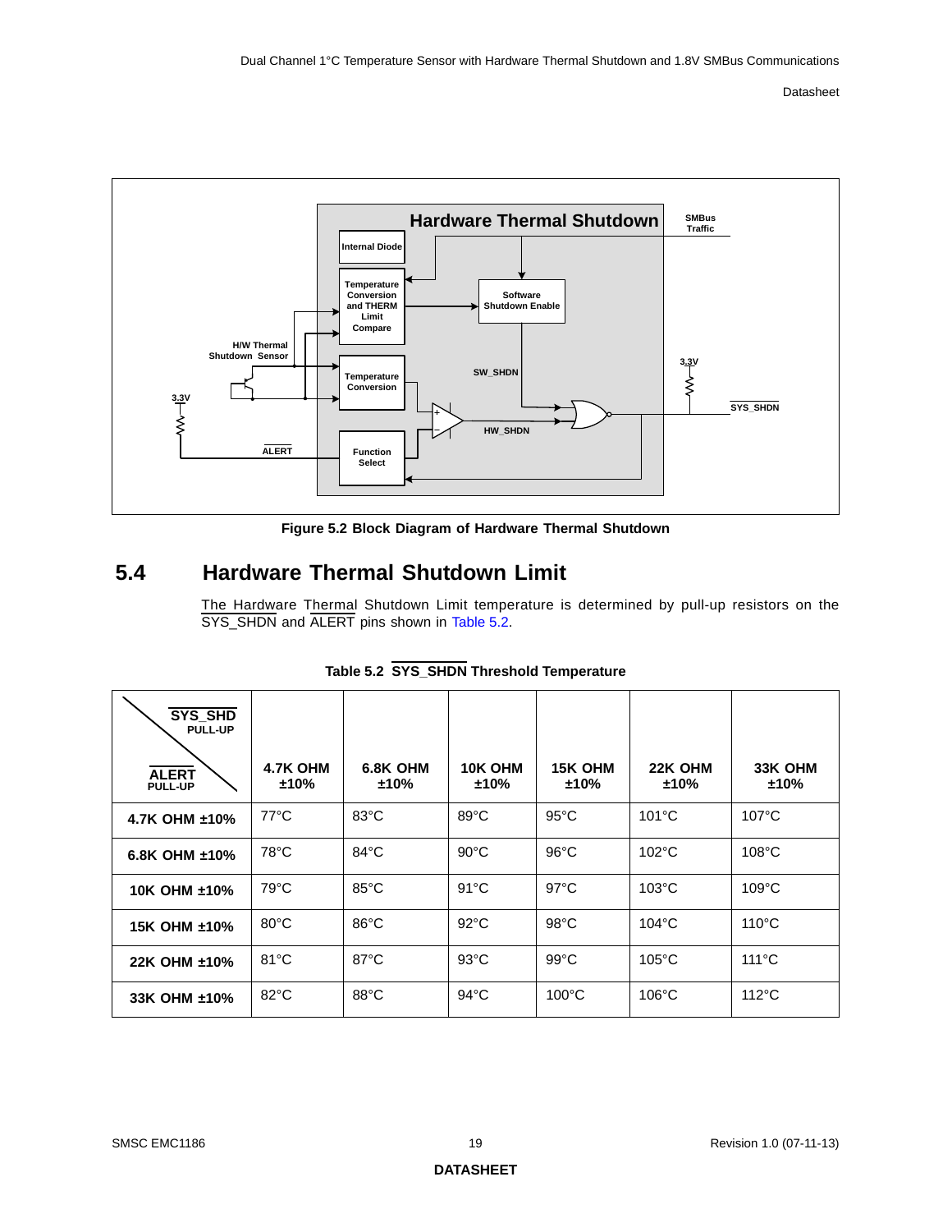Figure 5.2 Block Diagram of Hardware Thermal Shutdown

## 5.4 Hardware Thermal Shutdown Limit

The Hardware Thermal Shutdown Limit temperature is determined by pull-up resistors on the SYS_SHDN and ALERT pins shown in Table 5.2.

**Table 5.2 SYS_SHDN Threshold Temperature**

| SYS_SHD PULL-UP / ALERT PULL-UP | 4.7K OHM ±10% | 6.8K OHM ±10% | 10K OHM ±10% | 15K OHM ±10% | 22K OHM ±10% | 33K OHM ±10% |
|---|---|---|---|---|---|---|
| **4.7K OHM ±10%** | 77°C | 83°C | 89°C | 95°C | 101°C | 107°C |
| **6.8K OHM ±10%** | 78°C | 84°C | 90°C | 96°C | 102°C | 108°C |
| **10K OHM ±10%** | 79°C | 85°C | 91°C | 97°C | 103°C | 109°C |
| **15K OHM ±10%** | 80°C | 86°C | 92°C | 98°C | 104°C | 110°C |
| **22K OHM ±10%** | 81°C | 87°C | 93°C | 99°C | 105°C | 111°C |
| **33K OHM ±10%** | 82°C | 88°C | 94°C | 100°C | 106°C | 112°C |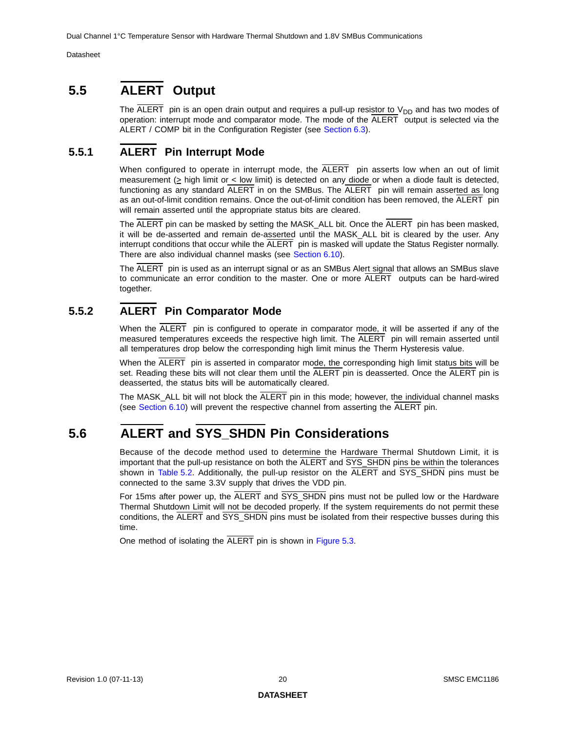## 5.5 ALERT Output

The ALERT pin is an open drain output and requires a pull-up resistor to $V_{DD}$ and has two modes of operation: interrupt mode and comparator mode. The mode of the ALERT output is selected via the ALERT / COMP bit in the Configuration Register (see Section 6.3).

### 5.5.1 ALERT Pin Interrupt Mode

When configured to operate in interrupt mode, the ALERT pin asserts low when an out of limit measurement (≥ high limit or < low limit) is detected on any diode or when a diode fault is detected, functioning as any standard ALERT in on the SMBus. The ALERT pin will remain asserted as long as an out-of-limit condition remains. Once the out-of-limit condition has been removed, the ALERT pin will remain asserted until the appropriate status bits are cleared.

The ALERT pin can be masked by setting the MASK_ALL bit. Once the ALERT pin has been masked, it will be de-asserted and remain de-asserted until the MASK_ALL bit is cleared by the user. Any interrupt conditions that occur while the ALERT pin is masked will update the Status Register normally. There are also individual channel masks (see Section 6.10).

The ALERT pin is used as an interrupt signal or as an SMBus Alert signal that allows an SMBus slave to communicate an error condition to the master. One or more ALERT outputs can be hard-wired together.

### 5.5.2 ALERT Pin Comparator Mode

When the ALERT pin is configured to operate in comparator mode, it will be asserted if any of the measured temperatures exceeds the respective high limit. The ALERT pin will remain asserted until all temperatures drop below the corresponding high limit minus the Therm Hysteresis value.

When the ALERT pin is asserted in comparator mode, the corresponding high limit status bits will be set. Reading these bits will not clear them until the ALERT pin is deasserted. Once the ALERT pin is deasserted, the status bits will be automatically cleared.

The MASK_ALL bit will not block the ALERT pin in this mode; however, the individual channel masks (see Section 6.10) will prevent the respective channel from asserting the ALERT pin.

## 5.6 ALERT and SYS_SHDN Pin Considerations

Because of the decode method used to determine the Hardware Thermal Shutdown Limit, it is important that the pull-up resistance on both the ALERT and SYS_SHDN pins be within the tolerances shown in Table 5.2. Additionally, the pull-up resistor on the ALERT and SYS_SHDN pins must be connected to the same 3.3V supply that drives the VDD pin.

For 15ms after power up, the ALERT and SYS_SHDN pins must not be pulled low or the Hardware Thermal Shutdown Limit will not be decoded properly. If the system requirements do not permit these conditions, the ALERT and SYS_SHDN pins must be isolated from their respective busses during this time.

One method of isolating the ALERT pin is shown in Figure 5.3.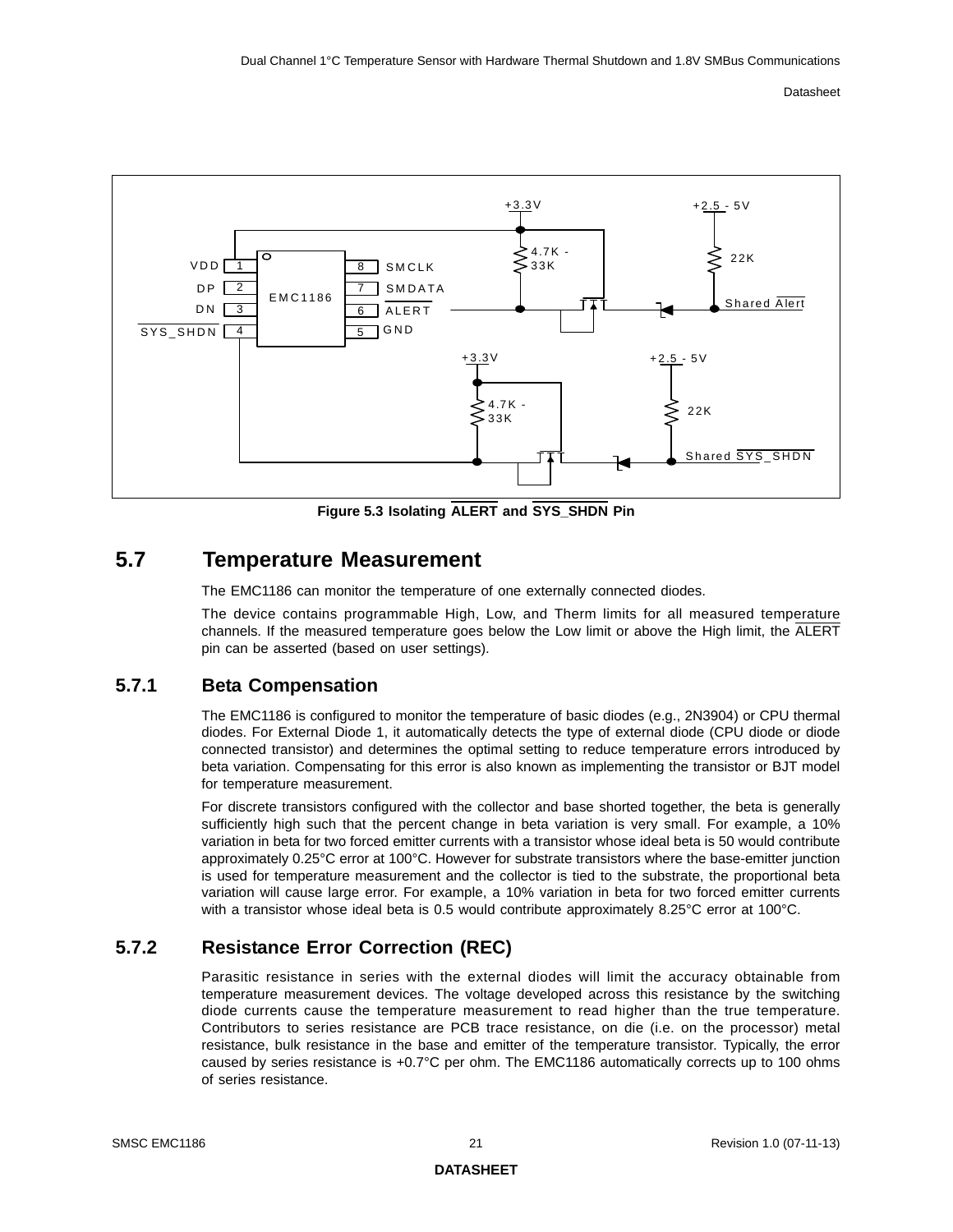Figure 5.3 Isolating ALERT and SYS_SHDN Pin

## 5.7 Temperature Measurement

The EMC1186 can monitor the temperature of one externally connected diodes.

The device contains programmable High, Low, and Therm limits for all measured temperature channels. If the measured temperature goes below the Low limit or above the High limit, the ALERT pin can be asserted (based on user settings).

### 5.7.1 Beta Compensation

The EMC1186 is configured to monitor the temperature of basic diodes (e.g., 2N3904) or CPU thermal diodes. For External Diode 1, it automatically detects the type of external diode (CPU diode or diode connected transistor) and determines the optimal setting to reduce temperature errors introduced by beta variation. Compensating for this error is also known as implementing the transistor or BJT model for temperature measurement.

For discrete transistors configured with the collector and base shorted together, the beta is generally sufficiently high such that the percent change in beta variation is very small. For example, a 10% variation in beta for two forced emitter currents with a transistor whose ideal beta is 50 would contribute approximately 0.25°C error at 100°C. However for substrate transistors where the base-emitter junction is used for temperature measurement and the collector is tied to the substrate, the proportional beta variation will cause large error. For example, a 10% variation in beta for two forced emitter currents with a transistor whose ideal beta is 0.5 would contribute approximately 8.25°C error at 100°C.

### 5.7.2 Resistance Error Correction (REC)

Parasitic resistance in series with the external diodes will limit the accuracy obtainable from temperature measurement devices. The voltage developed across this resistance by the switching diode currents cause the temperature measurement to read higher than the true temperature. Contributors to series resistance are PCB trace resistance, on die (i.e. on the processor) metal resistance, bulk resistance in the base and emitter of the temperature transistor. Typically, the error caused by series resistance is +0.7°C per ohm. The EMC1186 automatically corrects up to 100 ohms of series resistance.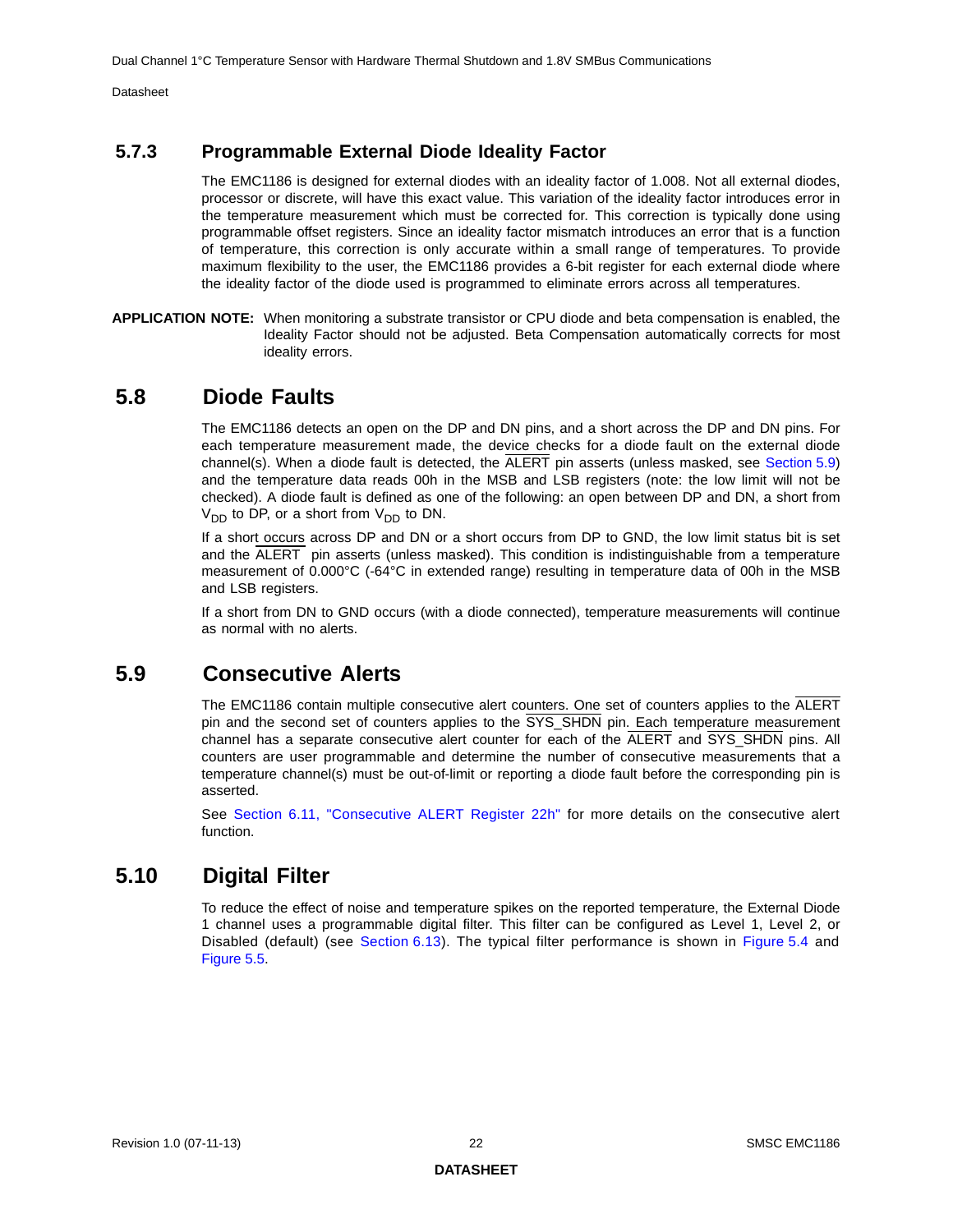### 5.7.3 Programmable External Diode Ideality Factor

The EMC1186 is designed for external diodes with an ideality factor of 1.008. Not all external diodes, processor or discrete, will have this exact value. This variation of the ideality factor introduces error in the temperature measurement which must be corrected for. This correction is typically done using programmable offset registers. Since an ideality factor mismatch introduces an error that is a function of temperature, this correction is only accurate within a small range of temperatures. To provide maximum flexibility to the user, the EMC1186 provides a 6-bit register for each external diode where the ideality factor of the diode used is programmed to eliminate errors across all temperatures.

**APPLICATION NOTE:** When monitoring a substrate transistor or CPU diode and beta compensation is enabled, the Ideality Factor should not be adjusted. Beta Compensation automatically corrects for most ideality errors.

## 5.8 Diode Faults

The EMC1186 detects an open on the DP and DN pins, and a short across the DP and DN pins. For each temperature measurement made, the device checks for a diode fault on the external diode channel(s). When a diode fault is detected, the ALERT pin asserts (unless masked, see Section 5.9) and the temperature data reads 00h in the MSB and LSB registers (note: the low limit will not be checked). A diode fault is defined as one of the following: an open between DP and DN, a short from $V_{DD}$ to DP, or a short from $V_{DD}$ to DN.

If a short occurs across DP and DN or a short occurs from DP to GND, the low limit status bit is set and the ALERT pin asserts (unless masked). This condition is indistinguishable from a temperature measurement of 0.000°C (-64°C in extended range) resulting in temperature data of 00h in the MSB and LSB registers.

If a short from DN to GND occurs (with a diode connected), temperature measurements will continue as normal with no alerts.

## 5.9 Consecutive Alerts

The EMC1186 contain multiple consecutive alert counters. One set of counters applies to the ALERT pin and the second set of counters applies to the SYS_SHDN pin. Each temperature measurement channel has a separate consecutive alert counter for each of the ALERT and SYS_SHDN pins. All counters are user programmable and determine the number of consecutive measurements that a temperature channel(s) must be out-of-limit or reporting a diode fault before the corresponding pin is asserted.

See Section 6.11, "Consecutive ALERT Register 22h" for more details on the consecutive alert function.

## 5.10 Digital Filter

To reduce the effect of noise and temperature spikes on the reported temperature, the External Diode 1 channel uses a programmable digital filter. This filter can be configured as Level 1, Level 2, or Disabled (default) (see Section 6.13). The typical filter performance is shown in Figure 5.4 and Figure 5.5.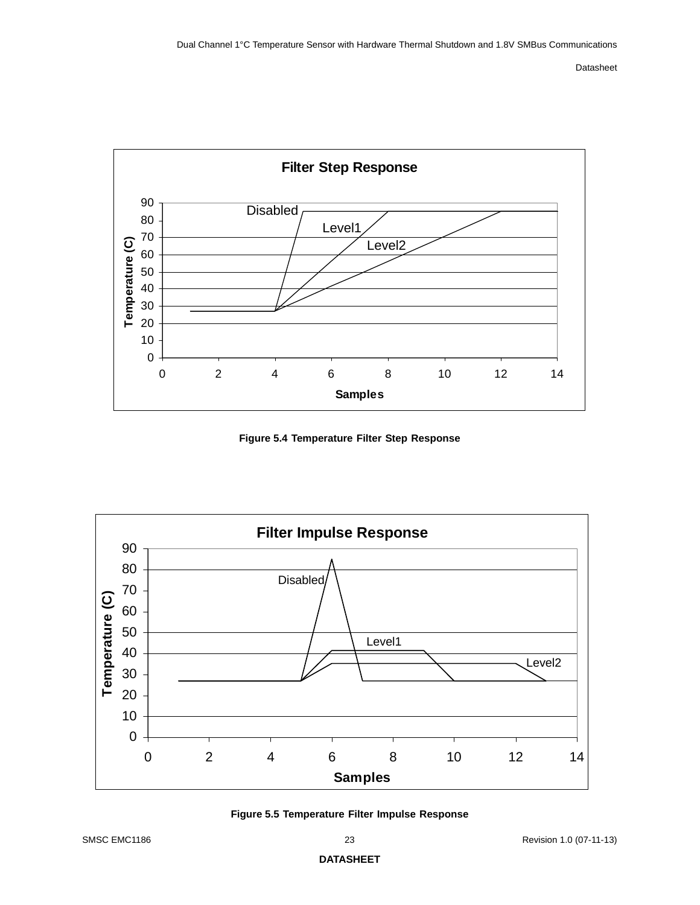Figure 5.4 Temperature Filter Step Response

Figure 5.5 Temperature Filter Impulse Response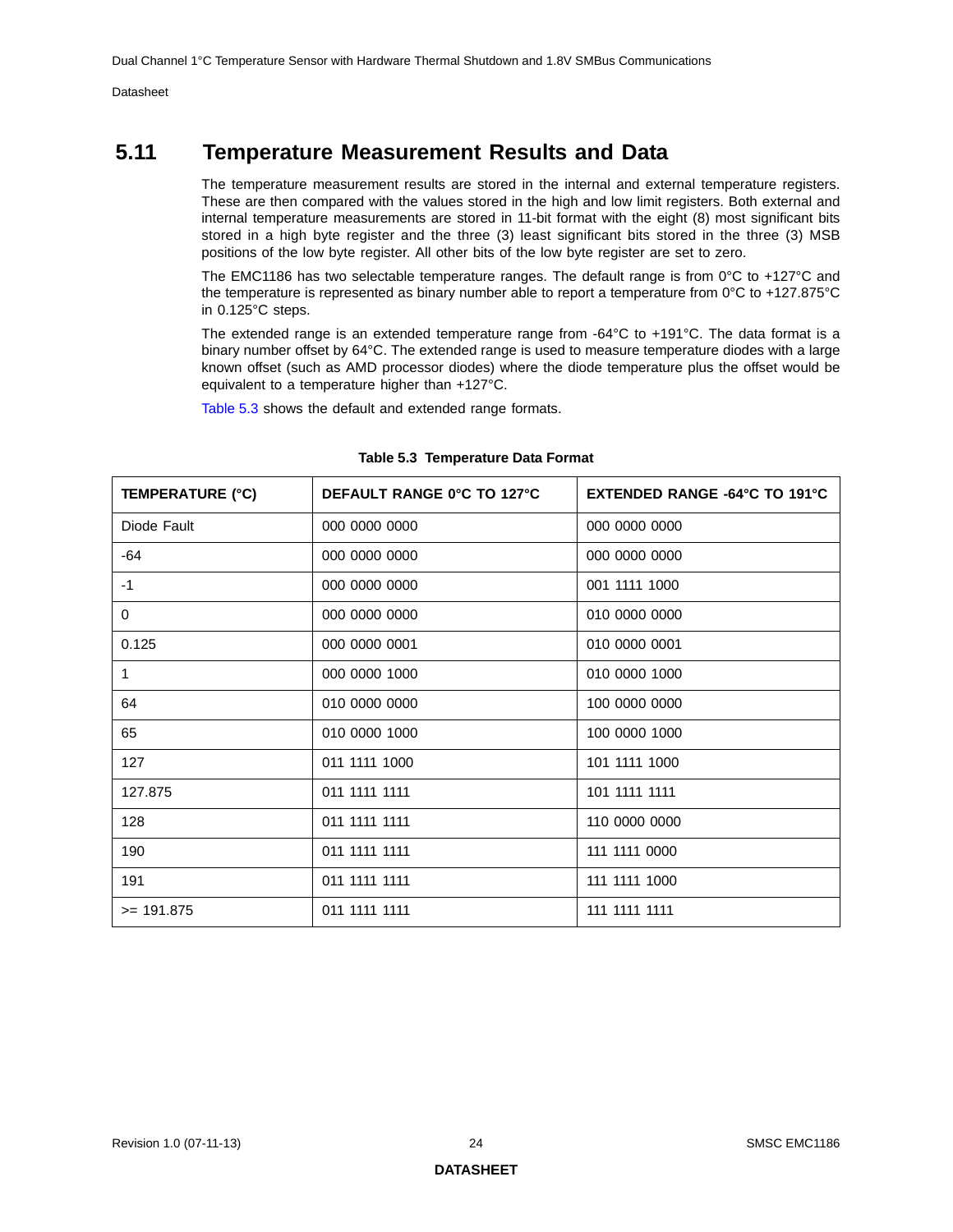## 5.11 Temperature Measurement Results and Data

The temperature measurement results are stored in the internal and external temperature registers. These are then compared with the values stored in the high and low limit registers. Both external and internal temperature measurements are stored in 11-bit format with the eight (8) most significant bits stored in a high byte register and the three (3) least significant bits stored in the three (3) MSB positions of the low byte register. All other bits of the low byte register are set to zero.

The EMC1186 has two selectable temperature ranges. The default range is from 0°C to +127°C and the temperature is represented as binary number able to report a temperature from 0°C to +127.875°C in 0.125°C steps.

The extended range is an extended temperature range from -64°C to +191°C. The data format is a binary number offset by 64°C. The extended range is used to measure temperature diodes with a large known offset (such as AMD processor diodes) where the diode temperature plus the offset would be equivalent to a temperature higher than +127°C.

Table 5.3 shows the default and extended range formats.

**Table 5.3 Temperature Data Format**

| TEMPERATURE (°C) | DEFAULT RANGE 0°C TO 127°C | EXTENDED RANGE -64°C TO 191°C |
|---|---|---|
| Diode Fault | 000 0000 0000 | 000 0000 0000 |
| -64 | 000 0000 0000 | 000 0000 0000 |
| -1 | 000 0000 0000 | 001 1111 1000 |
| 0 | 000 0000 0000 | 010 0000 0000 |
| 0.125 | 000 0000 0001 | 010 0000 0001 |
| 1 | 000 0000 1000 | 010 0000 1000 |
| 64 | 010 0000 0000 | 100 0000 0000 |
| 65 | 010 0000 1000 | 100 0000 1000 |
| 127 | 011 1111 1000 | 101 1111 1000 |
| 127.875 | 011 1111 1111 | 101 1111 1111 |
| 128 | 011 1111 1111 | 110 0000 0000 |
| 190 | 011 1111 1111 | 111 1111 0000 |
| 191 | 011 1111 1111 | 111 1111 1000 |
| >= 191.875 | 011 1111 1111 | 111 1111 1111 |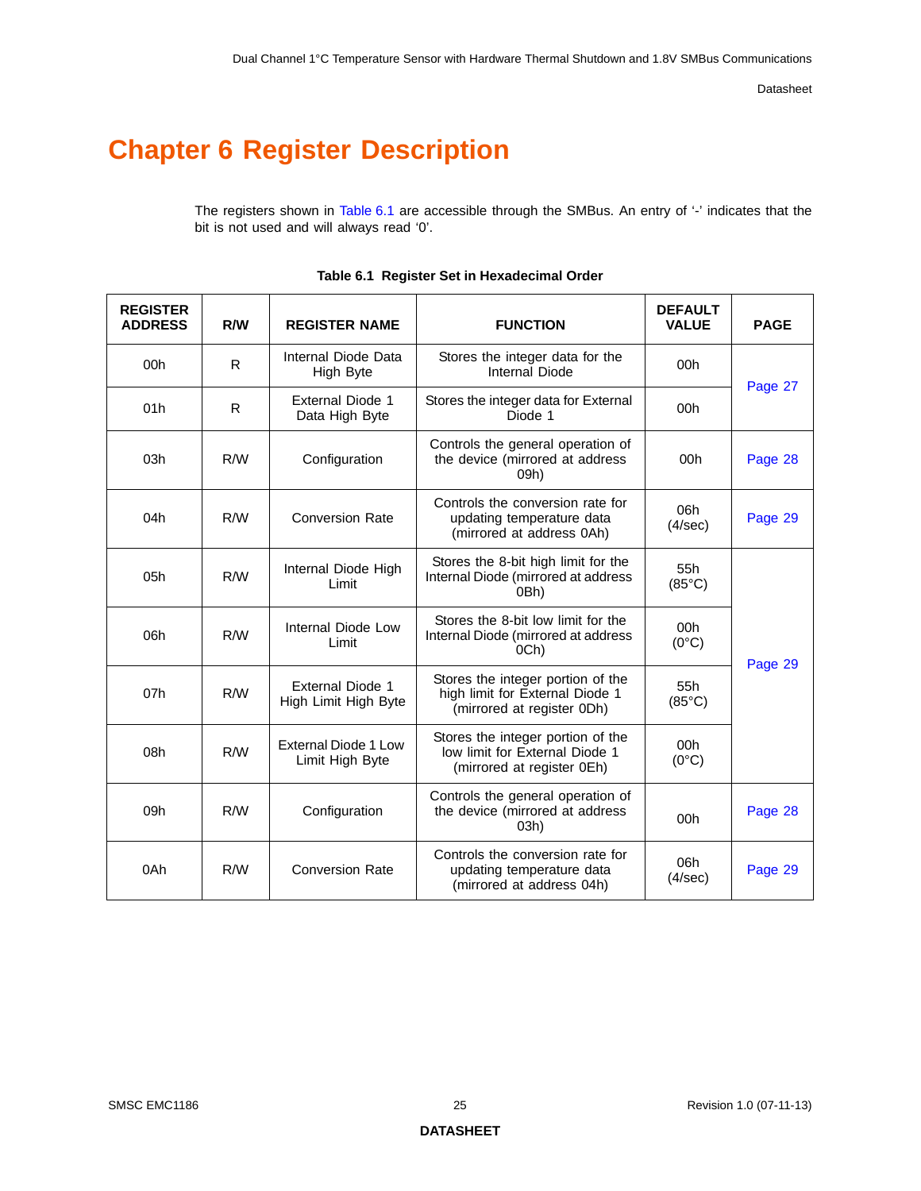# Chapter 6 Register Description

The registers shown in Table 6.1 are accessible through the SMBus. An entry of '-' indicates that the bit is not used and will always read '0'.

**Table 6.1 Register Set in Hexadecimal Order**

| REGISTER ADDRESS | R/W | REGISTER NAME | FUNCTION | DEFAULT VALUE | PAGE |
|---|---|---|---|---|---|
| 00h | R | Internal Diode Data High Byte | Stores the integer data for the Internal Diode | 00h | Page 27 |
| 01h | R | External Diode 1 Data High Byte | Stores the integer data for External Diode 1 | 00h | |
| 03h | R/W | Configuration | Controls the general operation of the device (mirrored at address 09h) | 00h | Page 28 |
| 04h | R/W | Conversion Rate | Controls the conversion rate for updating temperature data (mirrored at address 0Ah) | 06h (4/sec) | Page 29 |
| 05h | R/W | Internal Diode High Limit | Stores the 8-bit high limit for the Internal Diode (mirrored at address 0Bh) | 55h (85°C) | Page 29 |
| 06h | R/W | Internal Diode Low Limit | Stores the 8-bit low limit for the Internal Diode (mirrored at address 0Ch) | 00h (0°C) | |
| 07h | R/W | External Diode 1 High Limit High Byte | Stores the integer portion of the high limit for External Diode 1 (mirrored at register 0Dh) | 55h (85°C) | |
| 08h | R/W | External Diode 1 Low Limit High Byte | Stores the integer portion of the low limit for External Diode 1 (mirrored at register 0Eh) | 00h (0°C) | |
| 09h | R/W | Configuration | Controls the general operation of the device (mirrored at address 03h) | 00h | Page 28 |
| 0Ah | R/W | Conversion Rate | Controls the conversion rate for updating temperature data (mirrored at address 04h) | 06h (4/sec) | Page 29 |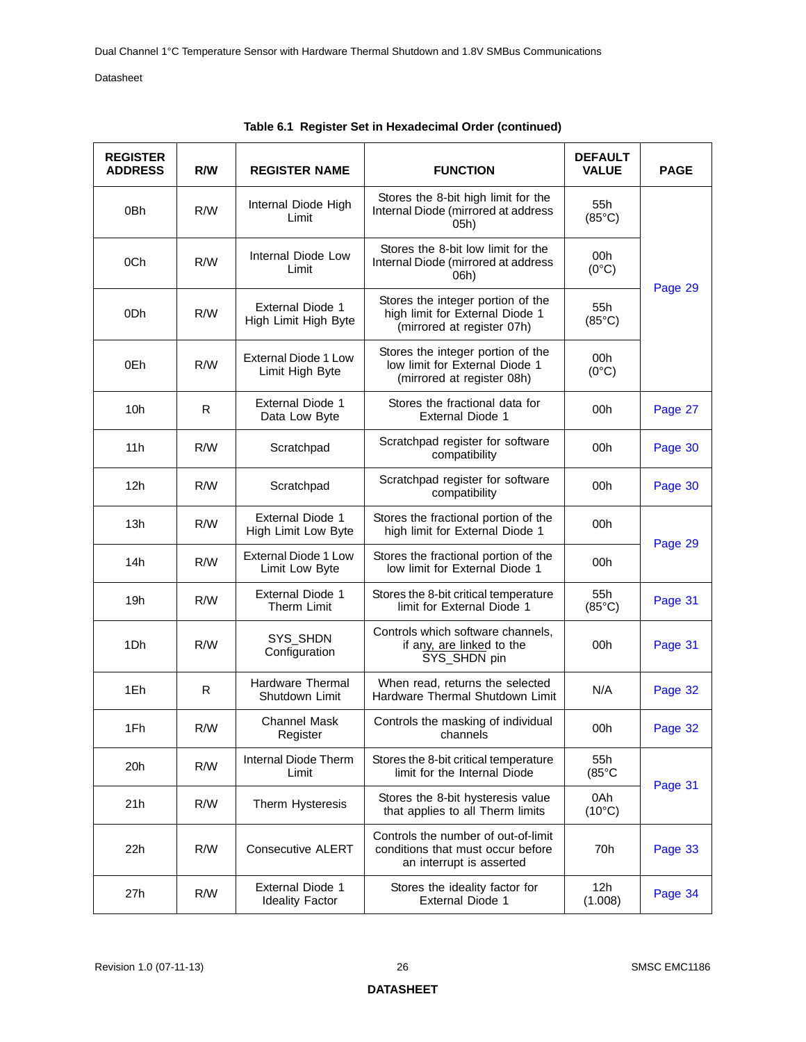**Table 6.1 Register Set in Hexadecimal Order (continued)**

| REGISTER ADDRESS | R/W | REGISTER NAME | FUNCTION | DEFAULT VALUE | PAGE |
|---|---|---|---|---|---|
| 0Bh | R/W | Internal Diode High Limit | Stores the 8-bit high limit for the Internal Diode (mirrored at address 05h) | 55h (85°C) | Page 29 |
| 0Ch | R/W | Internal Diode Low Limit | Stores the 8-bit low limit for the Internal Diode (mirrored at address 06h) | 00h (0°C) | |
| 0Dh | R/W | External Diode 1 High Limit High Byte | Stores the integer portion of the high limit for External Diode 1 (mirrored at register 07h) | 55h (85°C) | |
| 0Eh | R/W | External Diode 1 Low Limit High Byte | Stores the integer portion of the low limit for External Diode 1 (mirrored at register 08h) | 00h (0°C) | |
| 10h | R | External Diode 1 Data Low Byte | Stores the fractional data for External Diode 1 | 00h | Page 27 |
| 11h | R/W | Scratchpad | Scratchpad register for software compatibility | 00h | Page 30 |
| 12h | R/W | Scratchpad | Scratchpad register for software compatibility | 00h | Page 30 |
| 13h | R/W | External Diode 1 High Limit Low Byte | Stores the fractional portion of the high limit for External Diode 1 | 00h | Page 29 |
| 14h | R/W | External Diode 1 Low Limit Low Byte | Stores the fractional portion of the low limit for External Diode 1 | 00h | |
| 19h | R/W | External Diode 1 Therm Limit | Stores the 8-bit critical temperature limit for External Diode 1 | 55h (85°C) | Page 31 |
| 1Dh | R/W | SYS_SHDN Configuration | Controls which software channels, if any, are linked to the SYS_SHDN pin | 00h | Page 31 |
| 1Eh | R | Hardware Thermal Shutdown Limit | When read, returns the selected Hardware Thermal Shutdown Limit | N/A | Page 32 |
| 1Fh | R/W | Channel Mask Register | Controls the masking of individual channels | 00h | Page 32 |
| 20h | R/W | Internal Diode Therm Limit | Stores the 8-bit critical temperature limit for the Internal Diode | 55h (85°C | Page 31 |
| 21h | R/W | Therm Hysteresis | Stores the 8-bit hysteresis value that applies to all Therm limits | 0Ah (10°C) | |
| 22h | R/W | Consecutive ALERT | Controls the number of out-of-limit conditions that must occur before an interrupt is asserted | 70h | Page 33 |
| 27h | R/W | External Diode 1 Ideality Factor | Stores the ideality factor for External Diode 1 | 12h (1.008) | Page 34 |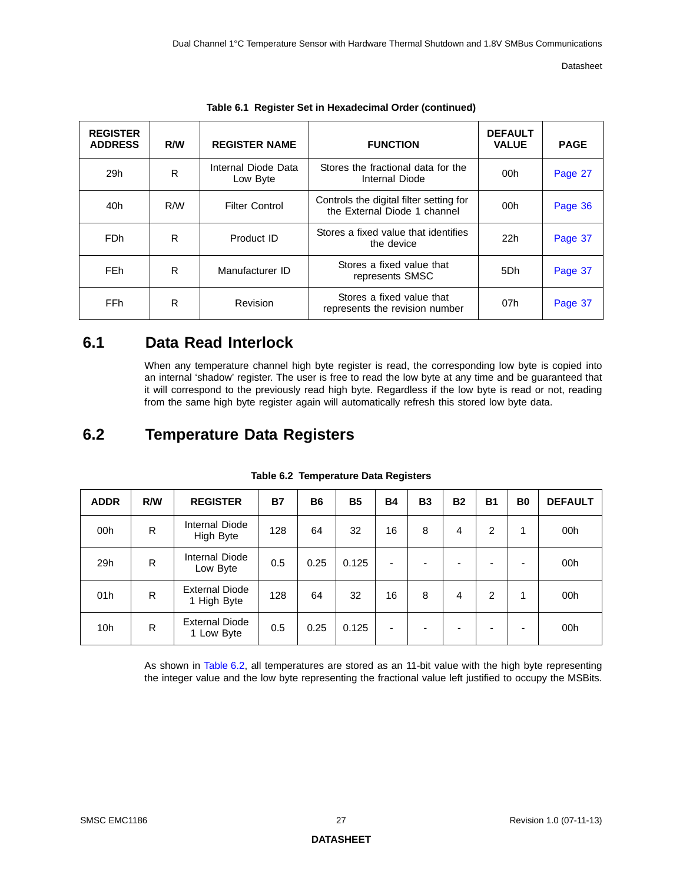**Table 6.1 Register Set in Hexadecimal Order (continued)**

| REGISTER ADDRESS | R/W | REGISTER NAME | FUNCTION | DEFAULT VALUE | PAGE |
|---|---|---|---|---|---|
| 29h | R | Internal Diode Data Low Byte | Stores the fractional data for the Internal Diode | 00h | Page 27 |
| 40h | R/W | Filter Control | Controls the digital filter setting for the External Diode 1 channel | 00h | Page 36 |
| FDh | R | Product ID | Stores a fixed value that identifies the device | 22h | Page 37 |
| FEh | R | Manufacturer ID | Stores a fixed value that represents SMSC | 5Dh | Page 37 |
| FFh | R | Revision | Stores a fixed value that represents the revision number | 07h | Page 37 |

## 6.1 Data Read Interlock

When any temperature channel high byte register is read, the corresponding low byte is copied into an internal 'shadow' register. The user is free to read the low byte at any time and be guaranteed that it will correspond to the previously read high byte. Regardless if the low byte is read or not, reading from the same high byte register again will automatically refresh this stored low byte data.

## 6.2 Temperature Data Registers

**Table 6.2 Temperature Data Registers**

| ADDR | R/W | REGISTER | B7 | B6 | B5 | B4 | B3 | B2 | B1 | B0 | DEFAULT |
|---|---|---|---|---|---|---|---|---|---|---|---|
| 00h | R | Internal Diode High Byte | 128 | 64 | 32 | 16 | 8 | 4 | 2 | 1 | 00h |
| 29h | R | Internal Diode Low Byte | 0.5 | 0.25 | 0.125 | - | - | - | - | - | 00h |
| 01h | R | External Diode 1 High Byte | 128 | 64 | 32 | 16 | 8 | 4 | 2 | 1 | 00h |
| 10h | R | External Diode 1 Low Byte | 0.5 | 0.25 | 0.125 | - | - | - | - | - | 00h |

As shown in Table 6.2, all temperatures are stored as an 11-bit value with the high byte representing the integer value and the low byte representing the fractional value left justified to occupy the MSBits.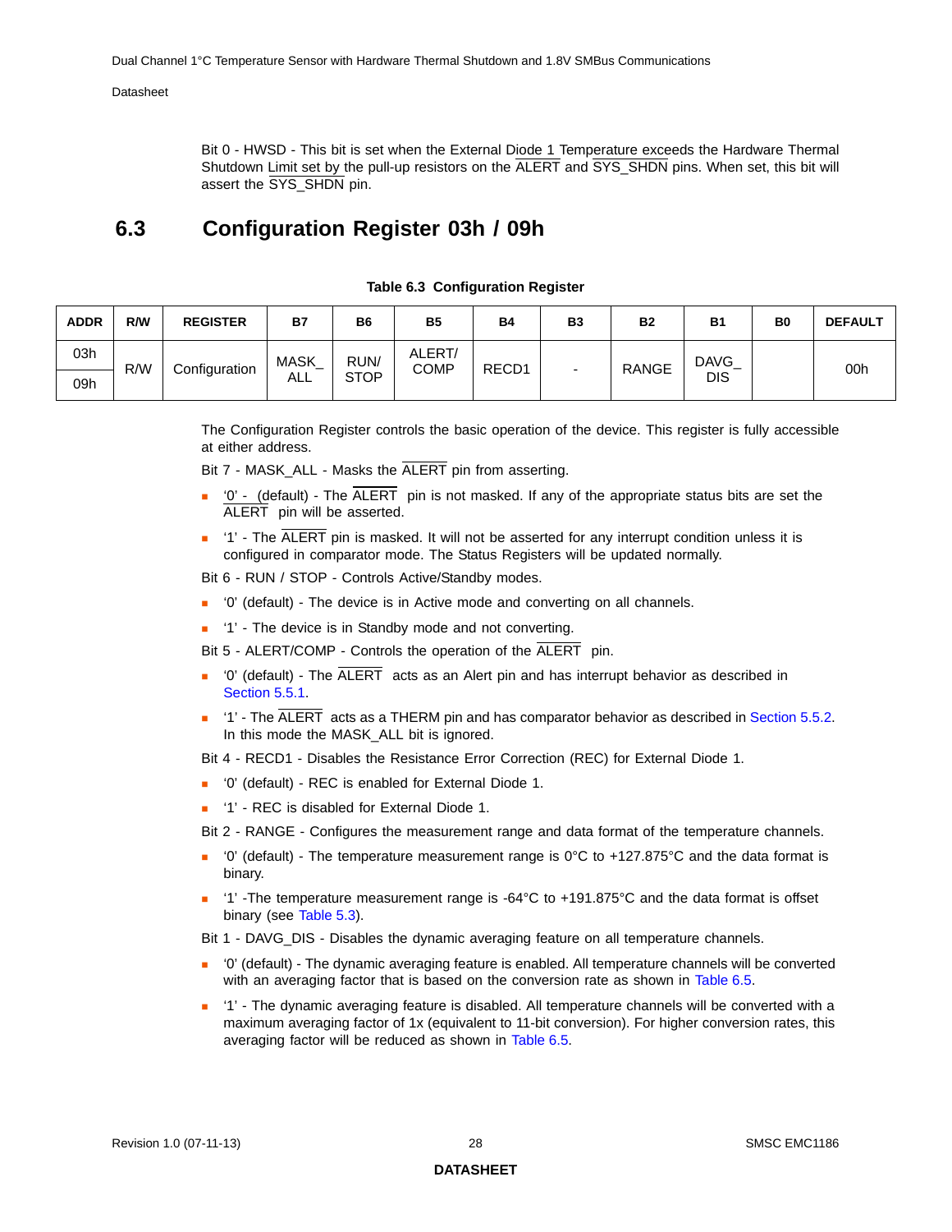Bit 0 - HWSD - This bit is set when the External Diode 1 Temperature exceeds the Hardware Thermal Shutdown Limit set by the pull-up resistors on the ALERT and SYS_SHDN pins. When set, this bit will assert the SYS_SHDN pin.

## 6.3 Configuration Register 03h / 09h

**Table 6.3 Configuration Register**

| ADDR | R/W | REGISTER | B7 | B6 | B5 | B4 | B3 | B2 | B1 | B0 | DEFAULT |
|---|---|---|---|---|---|---|---|---|---|---|---|
| 03h | R/W | Configuration | MASK_ ALL | RUN/ STOP | ALERT/ COMP | RECD1 | - | RANGE | DAVG_ DIS | | 00h |
| 09h | | | | | | | | | | | |

The Configuration Register controls the basic operation of the device. This register is fully accessible at either address.

Bit 7 - MASK_ALL - Masks the ALERT pin from asserting.

- '0' - (default) - The ALERT pin is not masked. If any of the appropriate status bits are set the ALERT pin will be asserted.
- '1' - The ALERT pin is masked. It will not be asserted for any interrupt condition unless it is configured in comparator mode. The Status Registers will be updated normally.

Bit 6 - RUN / STOP - Controls Active/Standby modes.

- '0' (default) - The device is in Active mode and converting on all channels.
- '1' - The device is in Standby mode and not converting.

Bit 5 - ALERT/COMP - Controls the operation of the ALERT pin.

- '0' (default) - The ALERT acts as an Alert pin and has interrupt behavior as described in Section 5.5.1.
- '1' - The ALERT acts as a THERM pin and has comparator behavior as described in Section 5.5.2. In this mode the MASK_ALL bit is ignored.

Bit 4 - RECD1 - Disables the Resistance Error Correction (REC) for External Diode 1.

- '0' (default) - REC is enabled for External Diode 1.
- '1' - REC is disabled for External Diode 1.

Bit 2 - RANGE - Configures the measurement range and data format of the temperature channels.

- '0' (default) - The temperature measurement range is 0°C to +127.875°C and the data format is binary.
- '1' -The temperature measurement range is -64°C to +191.875°C and the data format is offset binary (see Table 5.3).

Bit 1 - DAVG_DIS - Disables the dynamic averaging feature on all temperature channels.

- '0' (default) - The dynamic averaging feature is enabled. All temperature channels will be converted with an averaging factor that is based on the conversion rate as shown in Table 6.5.
- '1' - The dynamic averaging feature is disabled. All temperature channels will be converted with a maximum averaging factor of 1x (equivalent to 11-bit conversion). For higher conversion rates, this averaging factor will be reduced as shown in Table 6.5.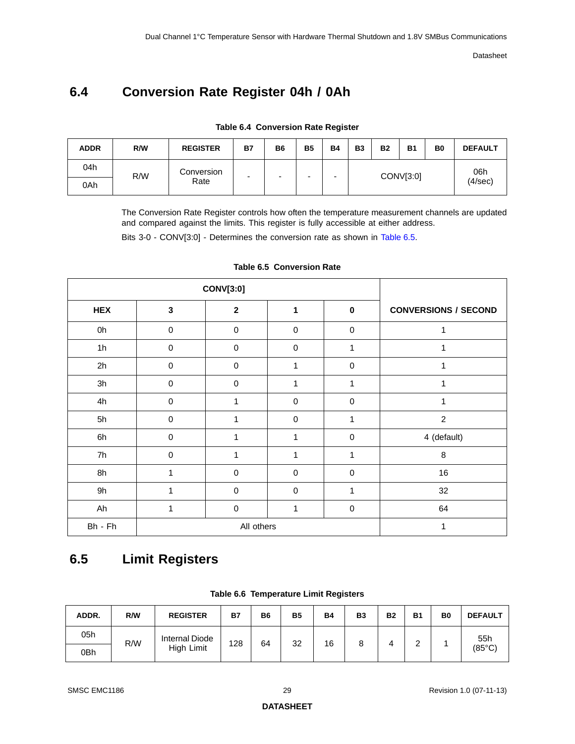## 6.4 Conversion Rate Register 04h / 0Ah

**Table 6.4 Conversion Rate Register**

| ADDR | R/W | REGISTER | B7 | B6 | B5 | B4 | B3 | B2 | B1 | B0 | DEFAULT |
|---|---|---|---|---|---|---|---|---|---|---|---|
| 04h | R/W | Conversion Rate | - | - | - | - | CONV[3:0] | | | | 06h (4/sec) |
| 0Ah | | | | | | | | | | | |

The Conversion Rate Register controls how often the temperature measurement channels are updated and compared against the limits. This register is fully accessible at either address.

Bits 3-0 - CONV[3:0] - Determines the conversion rate as shown in Table 6.5.

**Table 6.5 Conversion Rate**

| CONV[3:0] | | | | | |
|---|---|---|---|---|---|
| HEX | 3 | 2 | 1 | 0 | CONVERSIONS / SECOND |
| 0h | 0 | 0 | 0 | 0 | 1 |
| 1h | 0 | 0 | 0 | 1 | 1 |
| 2h | 0 | 0 | 1 | 0 | 1 |
| 3h | 0 | 0 | 1 | 1 | 1 |
| 4h | 0 | 1 | 0 | 0 | 1 |
| 5h | 0 | 1 | 0 | 1 | 2 |
| 6h | 0 | 1 | 1 | 0 | 4 (default) |
| 7h | 0 | 1 | 1 | 1 | 8 |
| 8h | 1 | 0 | 0 | 0 | 16 |
| 9h | 1 | 0 | 0 | 1 | 32 |
| Ah | 1 | 0 | 1 | 0 | 64 |
| Bh - Fh | All others | | | | 1 |

## 6.5 Limit Registers

**Table 6.6 Temperature Limit Registers**

| ADDR. | R/W | REGISTER | B7 | B6 | B5 | B4 | B3 | B2 | B1 | B0 | DEFAULT |
|---|---|---|---|---|---|---|---|---|---|---|---|
| 05h | R/W | Internal Diode High Limit | 128 | 64 | 32 | 16 | 8 | 4 | 2 | 1 | 55h (85°C) |
| 0Bh | | | | | | | | | | | |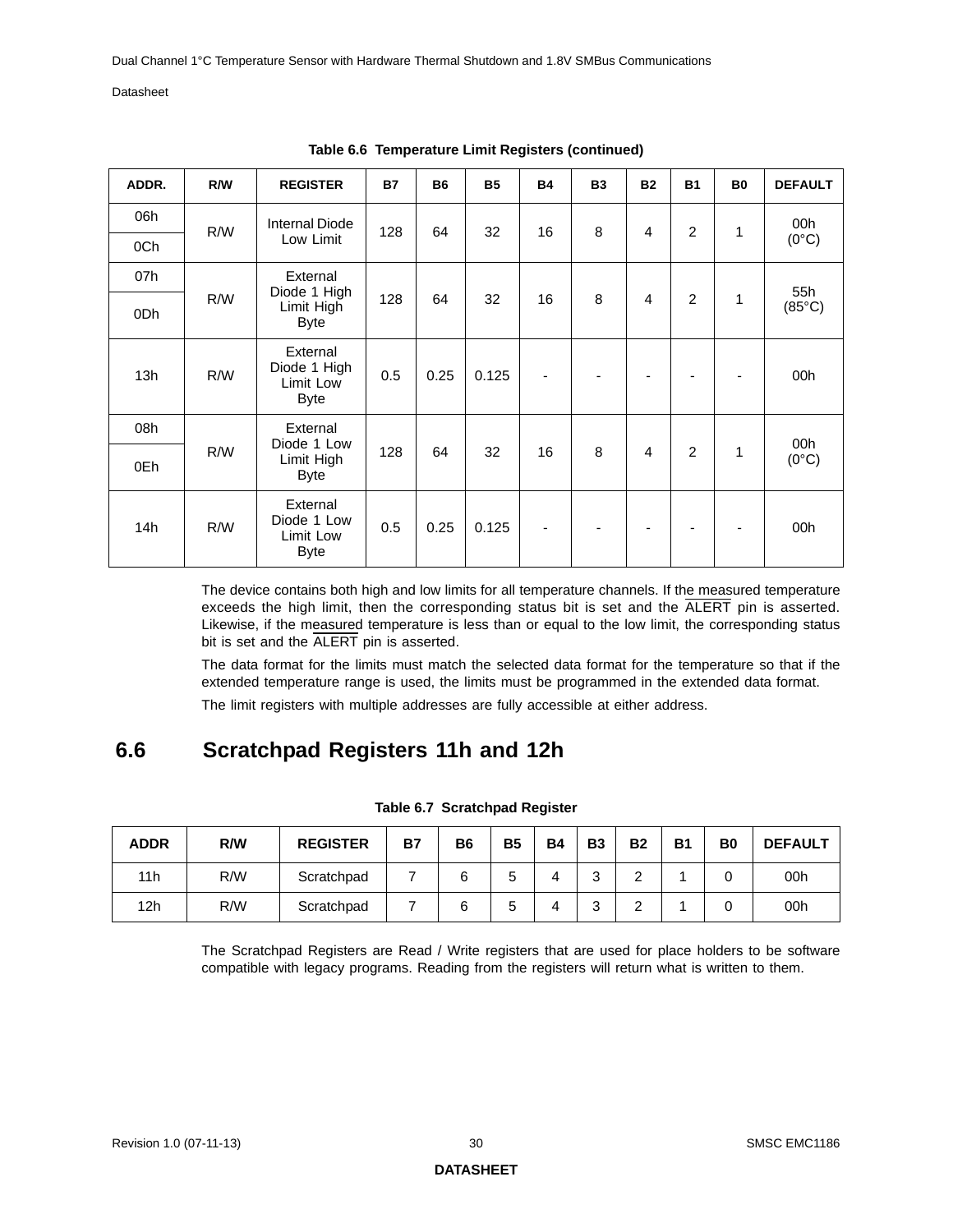**Table 6.6 Temperature Limit Registers (continued)**

| ADDR. | R/W | REGISTER | B7 | B6 | B5 | B4 | B3 | B2 | B1 | B0 | DEFAULT |
|---|---|---|---|---|---|---|---|---|---|---|---|
| 06h | R/W | Internal Diode Low Limit | 128 | 64 | 32 | 16 | 8 | 4 | 2 | 1 | 00h (0°C) |
| 0Ch | | | | | | | | | | | |
| 07h | R/W | External Diode 1 High Limit High Byte | 128 | 64 | 32 | 16 | 8 | 4 | 2 | 1 | 55h (85°C) |
| 0Dh | | | | | | | | | | | |
| 13h | R/W | External Diode 1 High Limit Low Byte | 0.5 | 0.25 | 0.125 | - | - | - | - | - | 00h |
| 08h | R/W | External Diode 1 Low Limit High Byte | 128 | 64 | 32 | 16 | 8 | 4 | 2 | 1 | 00h (0°C) |
| 0Eh | | | | | | | | | | | |
| 14h | R/W | External Diode 1 Low Limit Low Byte | 0.5 | 0.25 | 0.125 | - | - | - | - | - | 00h |

The device contains both high and low limits for all temperature channels. If the measured temperature exceeds the high limit, then the corresponding status bit is set and the ALERT pin is asserted. Likewise, if the measured temperature is less than or equal to the low limit, the corresponding status bit is set and the ALERT pin is asserted.

The data format for the limits must match the selected data format for the temperature so that if the extended temperature range is used, the limits must be programmed in the extended data format.

The limit registers with multiple addresses are fully accessible at either address.

## 6.6 Scratchpad Registers 11h and 12h

**Table 6.7 Scratchpad Register**

| ADDR | R/W | REGISTER | B7 | B6 | B5 | B4 | B3 | B2 | B1 | B0 | DEFAULT |
|---|---|---|---|---|---|---|---|---|---|---|---|
| 11h | R/W | Scratchpad | 7 | 6 | 5 | 4 | 3 | 2 | 1 | 0 | 00h |
| 12h | R/W | Scratchpad | 7 | 6 | 5 | 4 | 3 | 2 | 1 | 0 | 00h |

The Scratchpad Registers are Read / Write registers that are used for place holders to be software compatible with legacy programs. Reading from the registers will return what is written to them.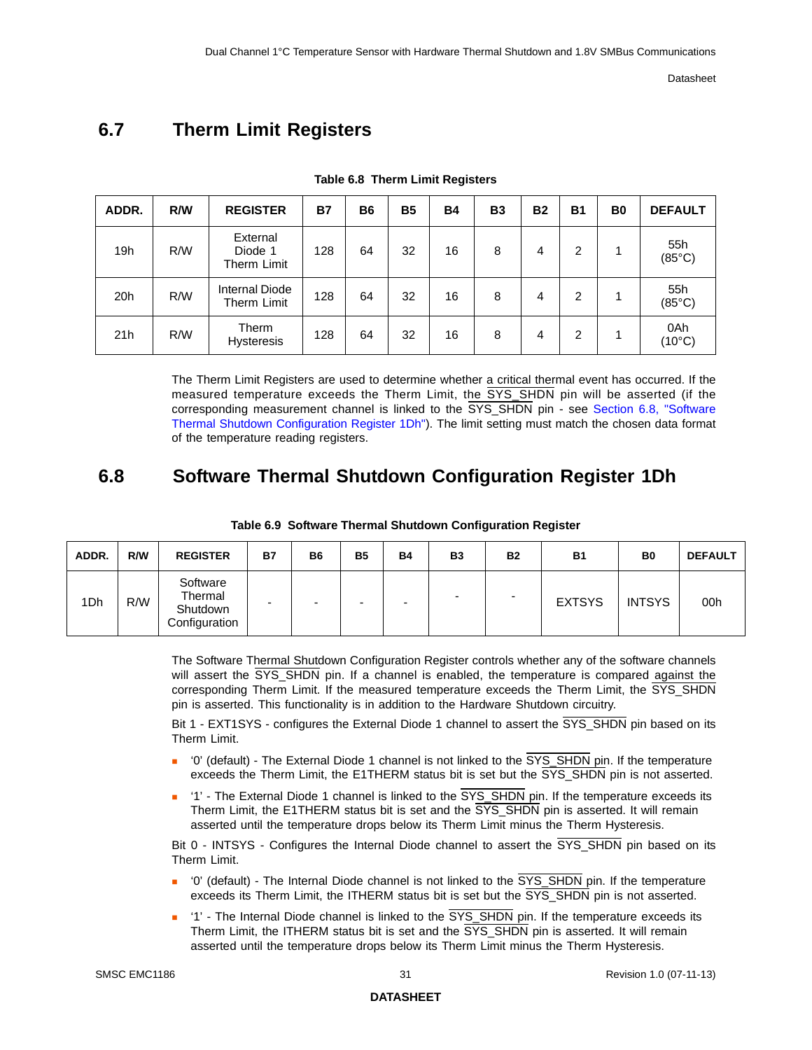## 6.7 Therm Limit Registers

**Table 6.8 Therm Limit Registers**

| ADDR. | R/W | REGISTER | B7 | B6 | B5 | B4 | B3 | B2 | B1 | B0 | DEFAULT |
|---|---|---|---|---|---|---|---|---|---|---|---|
| 19h | R/W | External Diode 1 Therm Limit | 128 | 64 | 32 | 16 | 8 | 4 | 2 | 1 | 55h (85°C) |
| 20h | R/W | Internal Diode Therm Limit | 128 | 64 | 32 | 16 | 8 | 4 | 2 | 1 | 55h (85°C) |
| 21h | R/W | Therm Hysteresis | 128 | 64 | 32 | 16 | 8 | 4 | 2 | 1 | 0Ah (10°C) |

The Therm Limit Registers are used to determine whether a critical thermal event has occurred. If the measured temperature exceeds the Therm Limit, the SYS_SHDN pin will be asserted (if the corresponding measurement channel is linked to the SYS_SHDN pin - see Section 6.8, "Software Thermal Shutdown Configuration Register 1Dh"). The limit setting must match the chosen data format of the temperature reading registers.

## 6.8 Software Thermal Shutdown Configuration Register 1Dh

**Table 6.9 Software Thermal Shutdown Configuration Register**

| ADDR. | R/W | REGISTER | B7 | B6 | B5 | B4 | B3 | B2 | B1 | B0 | DEFAULT |
|---|---|---|---|---|---|---|---|---|---|---|---|
| 1Dh | R/W | Software Thermal Shutdown Configuration | - | - | - | - | - | - | EXTSYS | INTSYS | 00h |

The Software Thermal Shutdown Configuration Register controls whether any of the software channels will assert the SYS_SHDN pin. If a channel is enabled, the temperature is compared against the corresponding Therm Limit. If the measured temperature exceeds the Therm Limit, the SYS_SHDN pin is asserted. This functionality is in addition to the Hardware Shutdown circuitry.

Bit 1 - EXT1SYS - configures the External Diode 1 channel to assert the SYS_SHDN pin based on its Therm Limit.

- '0' (default) - The External Diode 1 channel is not linked to the SYS_SHDN pin. If the temperature exceeds the Therm Limit, the E1THERM status bit is set but the SYS_SHDN pin is not asserted.
- '1' - The External Diode 1 channel is linked to the SYS_SHDN pin. If the temperature exceeds its Therm Limit, the E1THERM status bit is set and the SYS_SHDN pin is asserted. It will remain asserted until the temperature drops below its Therm Limit minus the Therm Hysteresis.

Bit 0 - INTSYS - Configures the Internal Diode channel to assert the SYS_SHDN pin based on its Therm Limit.

- '0' (default) - The Internal Diode channel is not linked to the SYS_SHDN pin. If the temperature exceeds its Therm Limit, the ITHERM status bit is set but the SYS_SHDN pin is not asserted.
- '1' - The Internal Diode channel is linked to the SYS_SHDN pin. If the temperature exceeds its Therm Limit, the ITHERM status bit is set and the SYS_SHDN pin is asserted. It will remain asserted until the temperature drops below its Therm Limit minus the Therm Hysteresis.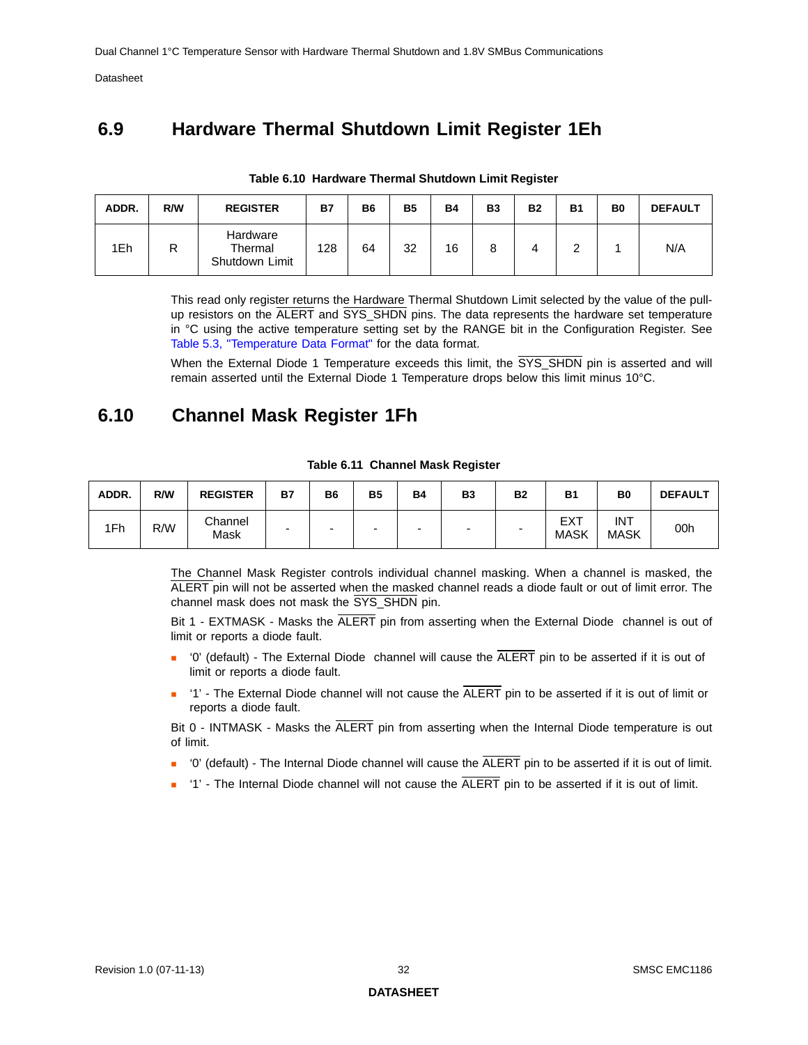## 6.9 Hardware Thermal Shutdown Limit Register 1Eh

**Table 6.10 Hardware Thermal Shutdown Limit Register**

| ADDR. | R/W | REGISTER | B7 | B6 | B5 | B4 | B3 | B2 | B1 | B0 | DEFAULT |
|---|---|---|---|---|---|---|---|---|---|---|---|
| 1Eh | R | Hardware Thermal Shutdown Limit | 128 | 64 | 32 | 16 | 8 | 4 | 2 | 1 | N/A |

This read only register returns the Hardware Thermal Shutdown Limit selected by the value of the pull-up resistors on the ALERT and SYS_SHDN pins. The data represents the hardware set temperature in °C using the active temperature setting set by the RANGE bit in the Configuration Register. See Table 5.3, "Temperature Data Format" for the data format.

When the External Diode 1 Temperature exceeds this limit, the SYS_SHDN pin is asserted and will remain asserted until the External Diode 1 Temperature drops below this limit minus 10°C.

## 6.10 Channel Mask Register 1Fh

**Table 6.11 Channel Mask Register**

| ADDR. | R/W | REGISTER | B7 | B6 | B5 | B4 | B3 | B2 | B1 | B0 | DEFAULT |
|---|---|---|---|---|---|---|---|---|---|---|---|
| 1Fh | R/W | Channel Mask | - | - | - | - | - | - | EXT MASK | INT MASK | 00h |

The Channel Mask Register controls individual channel masking. When a channel is masked, the ALERT pin will not be asserted when the masked channel reads a diode fault or out of limit error. The channel mask does not mask the SYS_SHDN pin.

Bit 1 - EXTMASK - Masks the ALERT pin from asserting when the External Diode channel is out of limit or reports a diode fault.

- '0' (default) - The External Diode channel will cause the ALERT pin to be asserted if it is out of limit or reports a diode fault.
- '1' - The External Diode channel will not cause the ALERT pin to be asserted if it is out of limit or reports a diode fault.

Bit 0 - INTMASK - Masks the ALERT pin from asserting when the Internal Diode temperature is out of limit.

- '0' (default) - The Internal Diode channel will cause the ALERT pin to be asserted if it is out of limit.
- '1' - The Internal Diode channel will not cause the ALERT pin to be asserted if it is out of limit.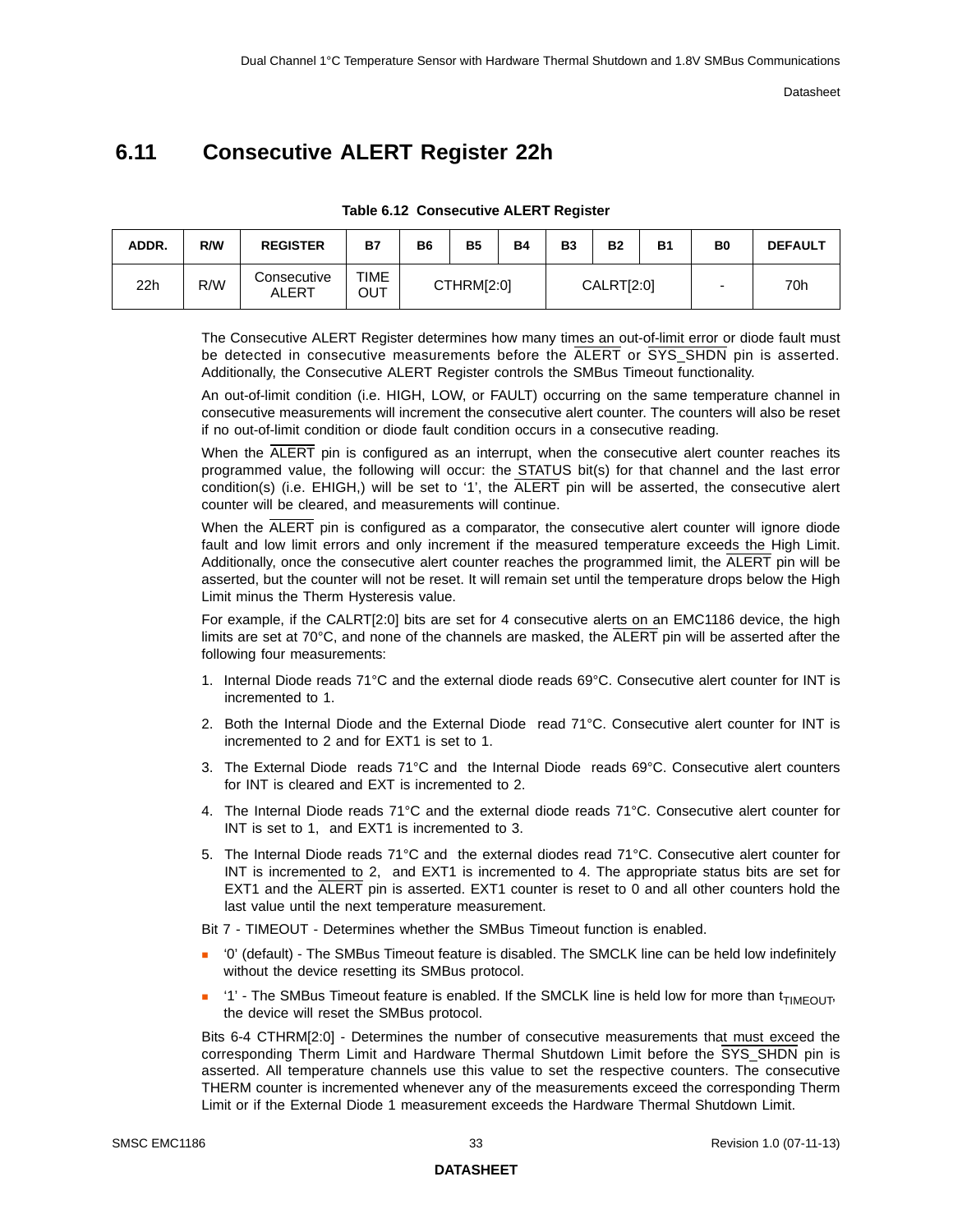## 6.11 Consecutive ALERT Register 22h

**Table 6.12 Consecutive ALERT Register**

| ADDR. | R/W | REGISTER | B7 | B6 | B5 | B4 | B3 | B2 | B1 | B0 | DEFAULT |
|---|---|---|---|---|---|---|---|---|---|---|---|
| 22h | R/W | Consecutive ALERT | TIME OUT | CTHRM[2:0] | | | CALRT[2:0] | | | - | 70h |

The Consecutive ALERT Register determines how many times an out-of-limit error or diode fault must be detected in consecutive measurements before the ALERT or SYS_SHDN pin is asserted. Additionally, the Consecutive ALERT Register controls the SMBus Timeout functionality.

An out-of-limit condition (i.e. HIGH, LOW, or FAULT) occurring on the same temperature channel in consecutive measurements will increment the consecutive alert counter. The counters will also be reset if no out-of-limit condition or diode fault condition occurs in a consecutive reading.

When the ALERT pin is configured as an interrupt, when the consecutive alert counter reaches its programmed value, the following will occur: the STATUS bit(s) for that channel and the last error condition(s) (i.e. EHIGH,) will be set to '1', the ALERT pin will be asserted, the consecutive alert counter will be cleared, and measurements will continue.

When the ALERT pin is configured as a comparator, the consecutive alert counter will ignore diode fault and low limit errors and only increment if the measured temperature exceeds the High Limit. Additionally, once the consecutive alert counter reaches the programmed limit, the ALERT pin will be asserted, but the counter will not be reset. It will remain set until the temperature drops below the High Limit minus the Therm Hysteresis value.

For example, if the CALRT[2:0] bits are set for 4 consecutive alerts on an EMC1186 device, the high limits are set at 70°C, and none of the channels are masked, the ALERT pin will be asserted after the following four measurements:

1. Internal Diode reads 71°C and the external diode reads 69°C. Consecutive alert counter for INT is incremented to 1.
2. Both the Internal Diode and the External Diode read 71°C. Consecutive alert counter for INT is incremented to 2 and for EXT1 is set to 1.
3. The External Diode reads 71°C and the Internal Diode reads 69°C. Consecutive alert counters for INT is cleared and EXT is incremented to 2.
4. The Internal Diode reads 71°C and the external diode reads 71°C. Consecutive alert counter for INT is set to 1, and EXT1 is incremented to 3.
5. The Internal Diode reads 71°C and the external diodes read 71°C. Consecutive alert counter for INT is incremented to 2, and EXT1 is incremented to 4. The appropriate status bits are set for EXT1 and the ALERT pin is asserted. EXT1 counter is reset to 0 and all other counters hold the last value until the next temperature measurement.

Bit 7 - TIMEOUT - Determines whether the SMBus Timeout function is enabled.

- '0' (default) - The SMBus Timeout feature is disabled. The SMCLK line can be held low indefinitely without the device resetting its SMBus protocol.
- '1' - The SMBus Timeout feature is enabled. If the SMCLK line is held low for more than $t_{TIMEOUT}$, the device will reset the SMBus protocol.

Bits 6-4 CTHRM[2:0] - Determines the number of consecutive measurements that must exceed the corresponding Therm Limit and Hardware Thermal Shutdown Limit before the SYS_SHDN pin is asserted. All temperature channels use this value to set the respective counters. The consecutive THERM counter is incremented whenever any of the measurements exceed the corresponding Therm Limit or if the External Diode 1 measurement exceeds the Hardware Thermal Shutdown Limit.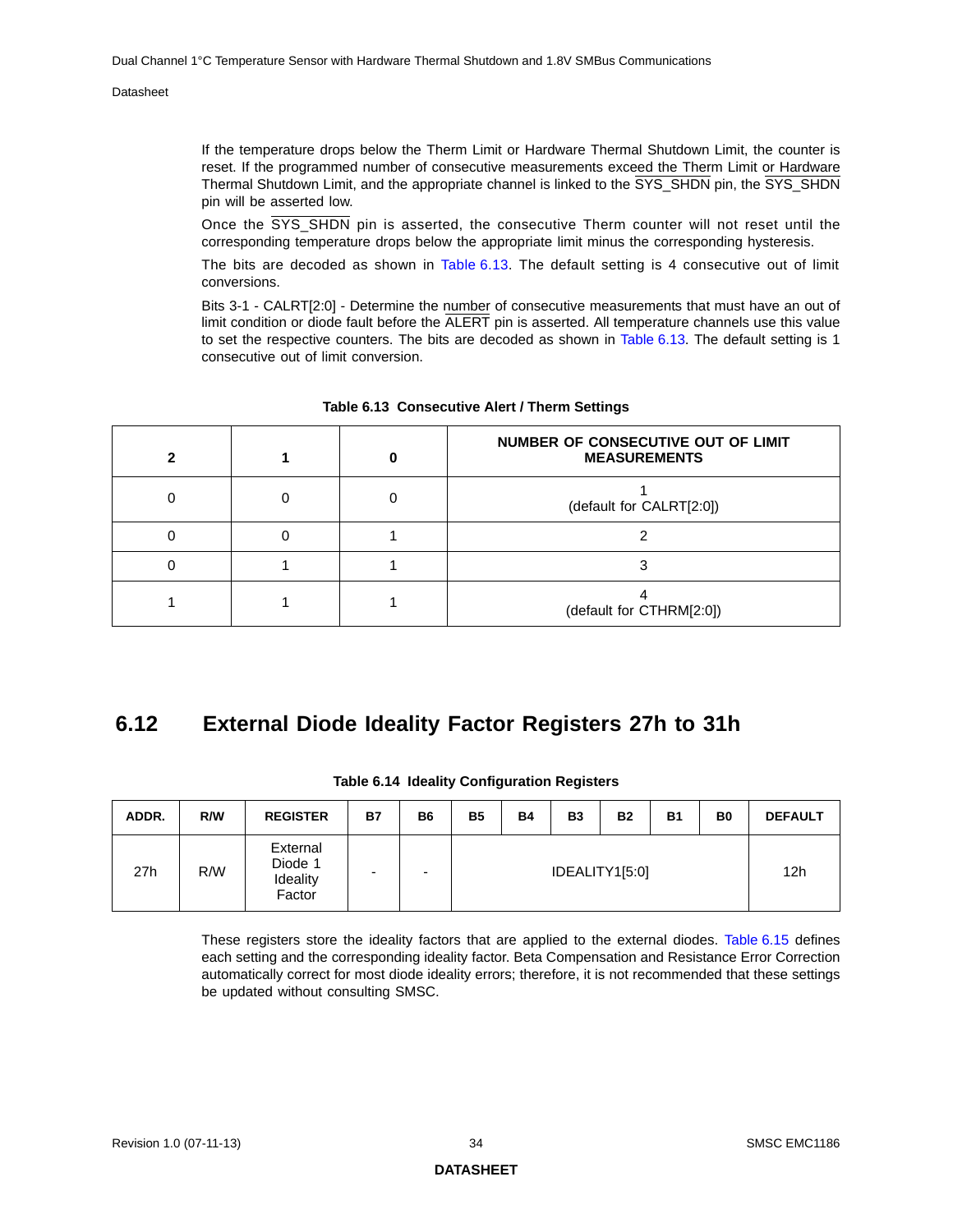If the temperature drops below the Therm Limit or Hardware Thermal Shutdown Limit, the counter is reset. If the programmed number of consecutive measurements exceed the Therm Limit or Hardware Thermal Shutdown Limit, and the appropriate channel is linked to the SYS_SHDN pin, the SYS_SHDN pin will be asserted low.

Once the SYS_SHDN pin is asserted, the consecutive Therm counter will not reset until the corresponding temperature drops below the appropriate limit minus the corresponding hysteresis.

The bits are decoded as shown in Table 6.13. The default setting is 4 consecutive out of limit conversions.

Bits 3-1 - CALRT[2:0] - Determine the number of consecutive measurements that must have an out of limit condition or diode fault before the ALERT pin is asserted. All temperature channels use this value to set the respective counters. The bits are decoded as shown in Table 6.13. The default setting is 1 consecutive out of limit conversion.

**Table 6.13 Consecutive Alert / Therm Settings**

| 2 | 1 | 0 | NUMBER OF CONSECUTIVE OUT OF LIMIT MEASUREMENTS |
|---|---|---|---|
| 0 | 0 | 0 | 1 (default for CALRT[2:0]) |
| 0 | 0 | 1 | 2 |
| 0 | 1 | 1 | 3 |
| 1 | 1 | 1 | 4 (default for CTHRM[2:0]) |

## 6.12 External Diode Ideality Factor Registers 27h to 31h

**Table 6.14 Ideality Configuration Registers**

| ADDR. | R/W | REGISTER | B7 | B6 | B5 | B4 | B3 | B2 | B1 | B0 | DEFAULT |
|---|---|---|---|---|---|---|---|---|---|---|---|
| 27h | R/W | External Diode 1 Ideality Factor | - | - | IDEALITY1[5:0] | | | | | | 12h |

These registers store the ideality factors that are applied to the external diodes. Table 6.15 defines each setting and the corresponding ideality factor. Beta Compensation and Resistance Error Correction automatically correct for most diode ideality errors; therefore, it is not recommended that these settings be updated without consulting SMSC.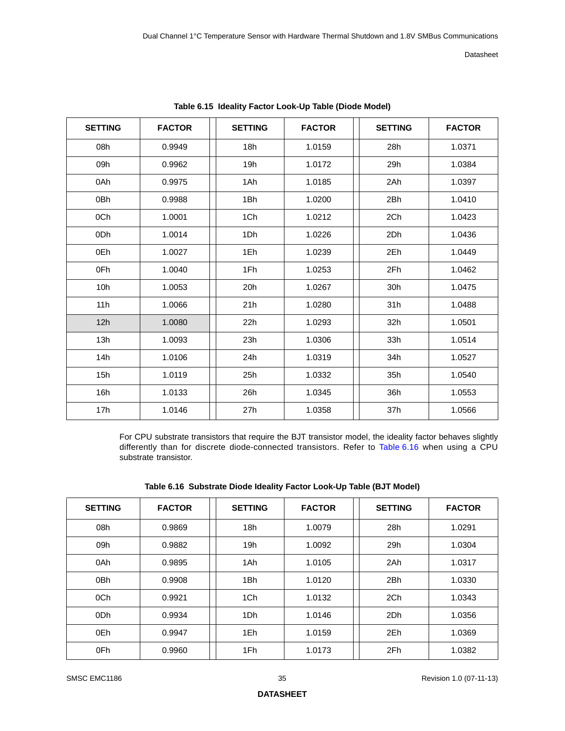**Table 6.15 Ideality Factor Look-Up Table (Diode Model)**

| SETTING | FACTOR | SETTING | FACTOR | SETTING | FACTOR |
|---|---|---|---|---|---|
| 08h | 0.9949 | 18h | 1.0159 | 28h | 1.0371 |
| 09h | 0.9962 | 19h | 1.0172 | 29h | 1.0384 |
| 0Ah | 0.9975 | 1Ah | 1.0185 | 2Ah | 1.0397 |
| 0Bh | 0.9988 | 1Bh | 1.0200 | 2Bh | 1.0410 |
| 0Ch | 1.0001 | 1Ch | 1.0212 | 2Ch | 1.0423 |
| 0Dh | 1.0014 | 1Dh | 1.0226 | 2Dh | 1.0436 |
| 0Eh | 1.0027 | 1Eh | 1.0239 | 2Eh | 1.0449 |
| 0Fh | 1.0040 | 1Fh | 1.0253 | 2Fh | 1.0462 |
| 10h | 1.0053 | 20h | 1.0267 | 30h | 1.0475 |
| 11h | 1.0066 | 21h | 1.0280 | 31h | 1.0488 |
| 12h | 1.0080 | 22h | 1.0293 | 32h | 1.0501 |
| 13h | 1.0093 | 23h | 1.0306 | 33h | 1.0514 |
| 14h | 1.0106 | 24h | 1.0319 | 34h | 1.0527 |
| 15h | 1.0119 | 25h | 1.0332 | 35h | 1.0540 |
| 16h | 1.0133 | 26h | 1.0345 | 36h | 1.0553 |
| 17h | 1.0146 | 27h | 1.0358 | 37h | 1.0566 |

For CPU substrate transistors that require the BJT transistor model, the ideality factor behaves slightly differently than for discrete diode-connected transistors. Refer to Table 6.16 when using a CPU substrate transistor.

**Table 6.16 Substrate Diode Ideality Factor Look-Up Table (BJT Model)**

| SETTING | FACTOR | SETTING | FACTOR | SETTING | FACTOR |
|---|---|---|---|---|---|
| 08h | 0.9869 | 18h | 1.0079 | 28h | 1.0291 |
| 09h | 0.9882 | 19h | 1.0092 | 29h | 1.0304 |
| 0Ah | 0.9895 | 1Ah | 1.0105 | 2Ah | 1.0317 |
| 0Bh | 0.9908 | 1Bh | 1.0120 | 2Bh | 1.0330 |
| 0Ch | 0.9921 | 1Ch | 1.0132 | 2Ch | 1.0343 |
| 0Dh | 0.9934 | 1Dh | 1.0146 | 2Dh | 1.0356 |
| 0Eh | 0.9947 | 1Eh | 1.0159 | 2Eh | 1.0369 |
| 0Fh | 0.9960 | 1Fh | 1.0173 | 2Fh | 1.0382 |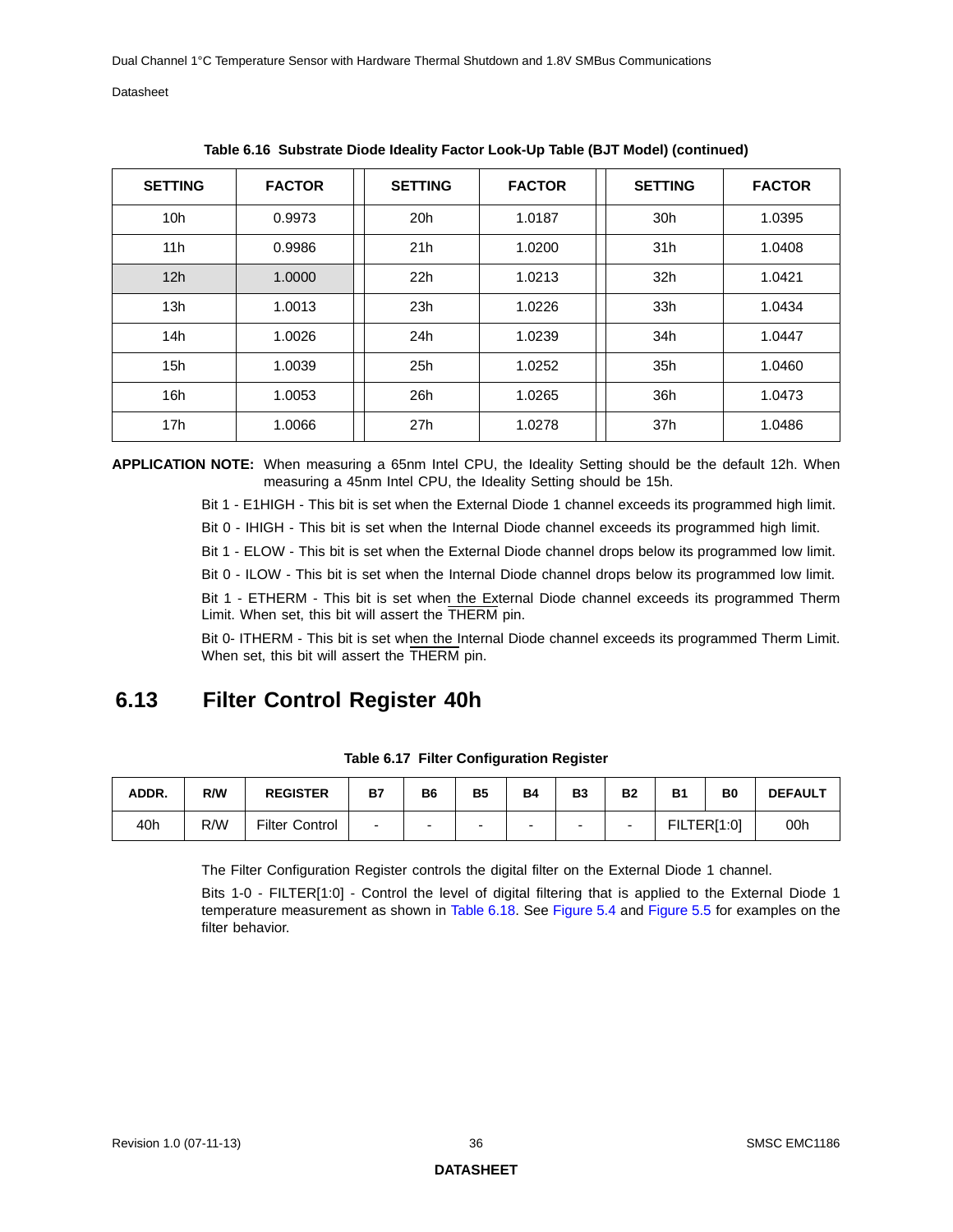**Table 6.16 Substrate Diode Ideality Factor Look-Up Table (BJT Model) (continued)**

| SETTING | FACTOR | SETTING | FACTOR | SETTING | FACTOR |
|---|---|---|---|---|---|
| 10h | 0.9973 | 20h | 1.0187 | 30h | 1.0395 |
| 11h | 0.9986 | 21h | 1.0200 | 31h | 1.0408 |
| 12h | 1.0000 | 22h | 1.0213 | 32h | 1.0421 |
| 13h | 1.0013 | 23h | 1.0226 | 33h | 1.0434 |
| 14h | 1.0026 | 24h | 1.0239 | 34h | 1.0447 |
| 15h | 1.0039 | 25h | 1.0252 | 35h | 1.0460 |
| 16h | 1.0053 | 26h | 1.0265 | 36h | 1.0473 |
| 17h | 1.0066 | 27h | 1.0278 | 37h | 1.0486 |

**APPLICATION NOTE:** When measuring a 65nm Intel CPU, the Ideality Setting should be the default 12h. When measuring a 45nm Intel CPU, the Ideality Setting should be 15h.

Bit 1 - E1HIGH - This bit is set when the External Diode 1 channel exceeds its programmed high limit.

Bit 0 - IHIGH - This bit is set when the Internal Diode channel exceeds its programmed high limit.

Bit 1 - ELOW - This bit is set when the External Diode channel drops below its programmed low limit.

Bit 0 - ILOW - This bit is set when the Internal Diode channel drops below its programmed low limit.

Bit 1 - ETHERM - This bit is set when the External Diode channel exceeds its programmed Therm Limit. When set, this bit will assert the $\overline{\text{THERM}}$ pin.

Bit 0- ITHERM - This bit is set when the Internal Diode channel exceeds its programmed Therm Limit. When set, this bit will assert the $\overline{\text{THERM}}$ pin.

## 6.13 Filter Control Register 40h

**Table 6.17 Filter Configuration Register**

| ADDR. | R/W | REGISTER | B7 | B6 | B5 | B4 | B3 | B2 | B1 | B0 | DEFAULT |
|---|---|---|---|---|---|---|---|---|---|---|---|
| 40h | R/W | Filter Control | - | - | - | - | - | - | FILTER[1:0] | | 00h |

The Filter Configuration Register controls the digital filter on the External Diode 1 channel.

Bits 1-0 - FILTER[1:0] - Control the level of digital filtering that is applied to the External Diode 1 temperature measurement as shown in Table 6.18. See Figure 5.4 and Figure 5.5 for examples on the filter behavior.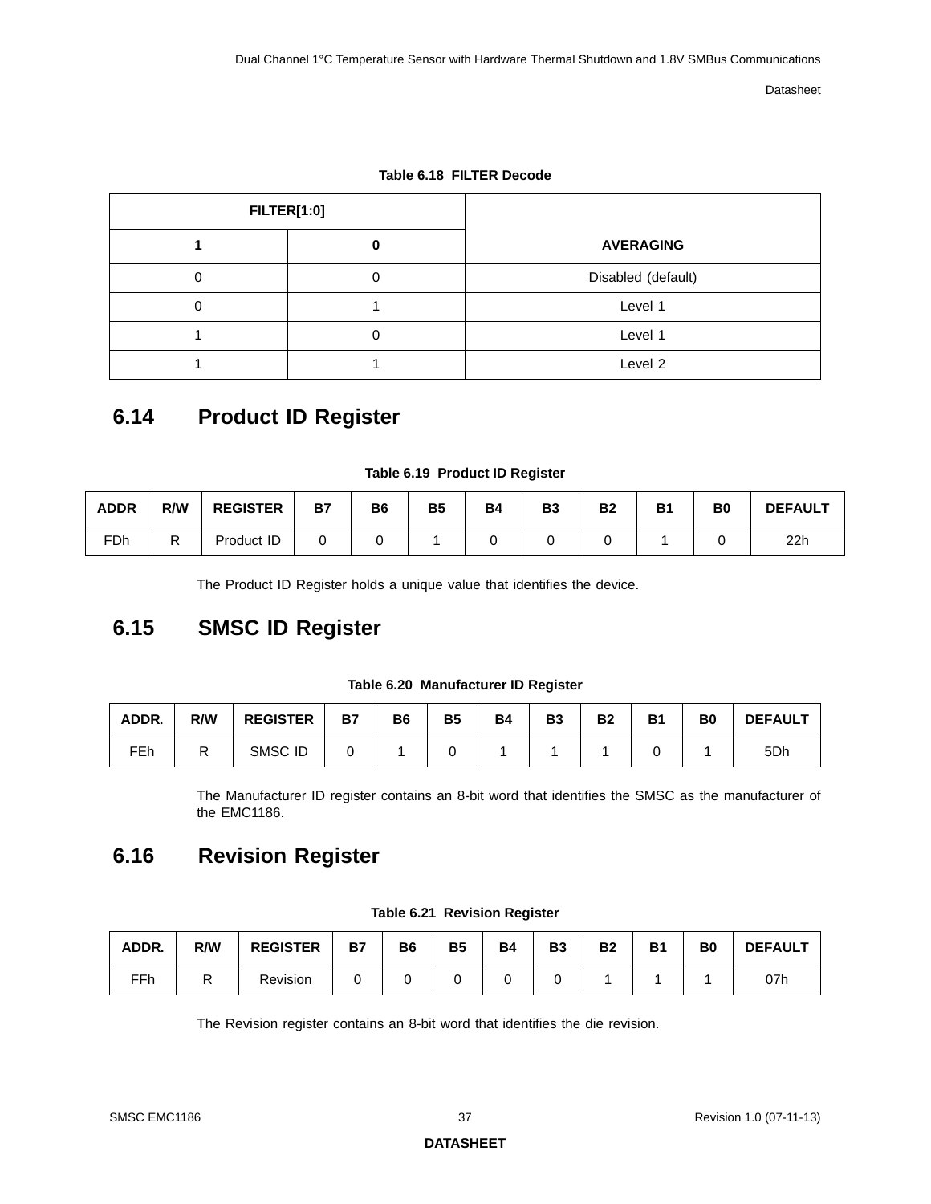**Table 6.18 FILTER Decode**

| FILTER[1:0] | | AVERAGING |
|---|---|---|
| 1 | 0 | |
| 0 | 0 | Disabled (default) |
| 0 | 1 | Level 1 |
| 1 | 0 | Level 1 |
| 1 | 1 | Level 2 |

## 6.14 Product ID Register

**Table 6.19 Product ID Register**

| ADDR | R/W | REGISTER | B7 | B6 | B5 | B4 | B3 | B2 | B1 | B0 | DEFAULT |
|---|---|---|---|---|---|---|---|---|---|---|---|
| FDh | R | Product ID | 0 | 0 | 1 | 0 | 0 | 0 | 1 | 0 | 22h |

The Product ID Register holds a unique value that identifies the device.

## 6.15 SMSC ID Register

**Table 6.20 Manufacturer ID Register**

| ADDR. | R/W | REGISTER | B7 | B6 | B5 | B4 | B3 | B2 | B1 | B0 | DEFAULT |
|---|---|---|---|---|---|---|---|---|---|---|---|
| FEh | R | SMSC ID | 0 | 1 | 0 | 1 | 1 | 1 | 0 | 1 | 5Dh |

The Manufacturer ID register contains an 8-bit word that identifies the SMSC as the manufacturer of the EMC1186.

## 6.16 Revision Register

**Table 6.21 Revision Register**

| ADDR. | R/W | REGISTER | B7 | B6 | B5 | B4 | B3 | B2 | B1 | B0 | DEFAULT |
|---|---|---|---|---|---|---|---|---|---|---|---|
| FFh | R | Revision | 0 | 0 | 0 | 0 | 0 | 1 | 1 | 1 | 07h |

The Revision register contains an 8-bit word that identifies the die revision.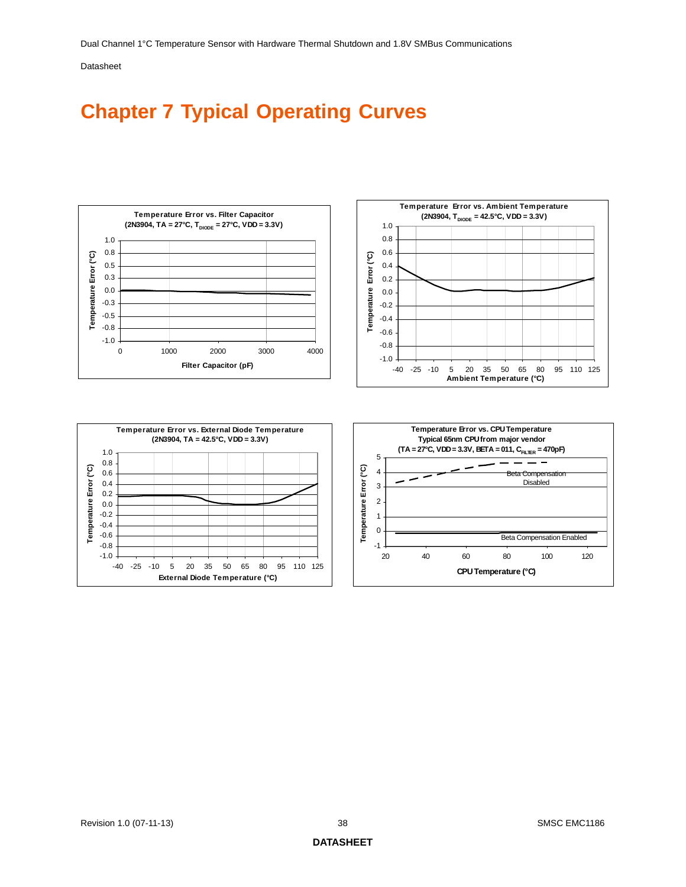# Chapter 7 Typical Operating Curves

**Temperature Error vs. Filter Capacitor**
**(2N3904, TA = 27°C, $T_{DIODE}$ = 27°C, VDD = 3.3V)**

**Temperature Error vs. Ambient Temperature**
**(2N3904, $T_{DIODE}$ = 42.5°C, VDD = 3.3V)**

**Temperature Error vs. External Diode Temperature**
**(2N3904, TA = 42.5°C, VDD = 3.3V)**

**Temperature Error vs. CPU Temperature**
**Typical 65nm CPU from major vendor**
**(TA = 27°C, VDD = 3.3V, BETA = 011, $C_{FILTER}$ = 470pF)**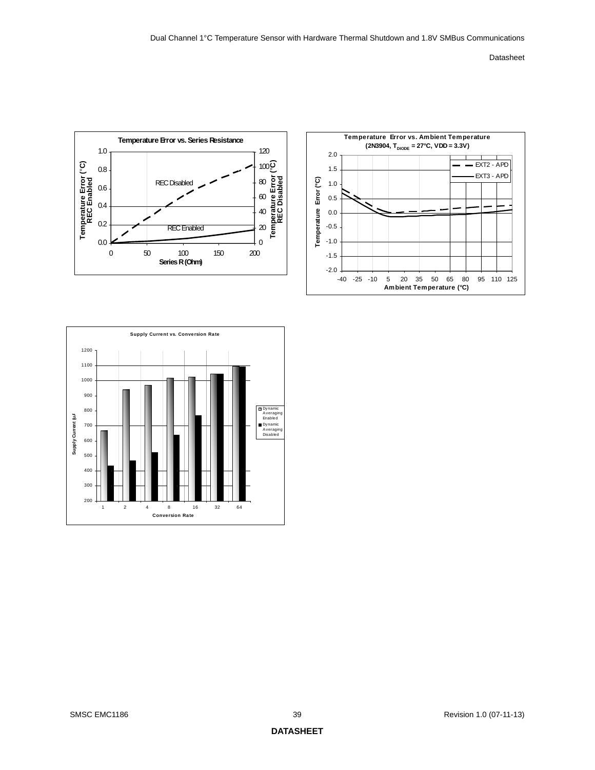**Temperature Error vs. Series Resistance**

Temperature Error (°C) REC Enabled / Temperature Error (°C) REC Disabled

Series R (Ohm)

REC Disabled

REC Enabled

**Temperature Error vs. Ambient Temperature**
**($2N3904$, $T_{DIODE}$ = 27°C, VDD = 3.3V)**

Temperature Error (°C)

Ambient Temperature (°C)

EXT2 - APD

EXT3 - APD

**Supply Current vs. Conversion Rate**

Supply Current (uA)

Conversion Rate

Dynamic Averaging Enabled

Dynamic Averaging Disabled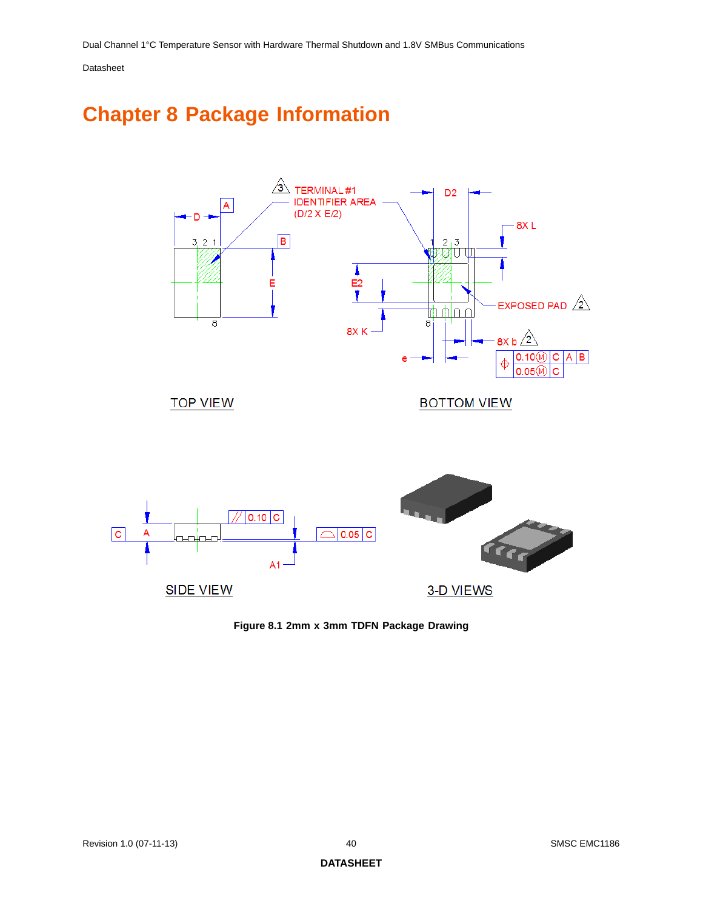# Chapter 8 Package Information

**Figure 8.1 2mm x 3mm TDFN Package Drawing**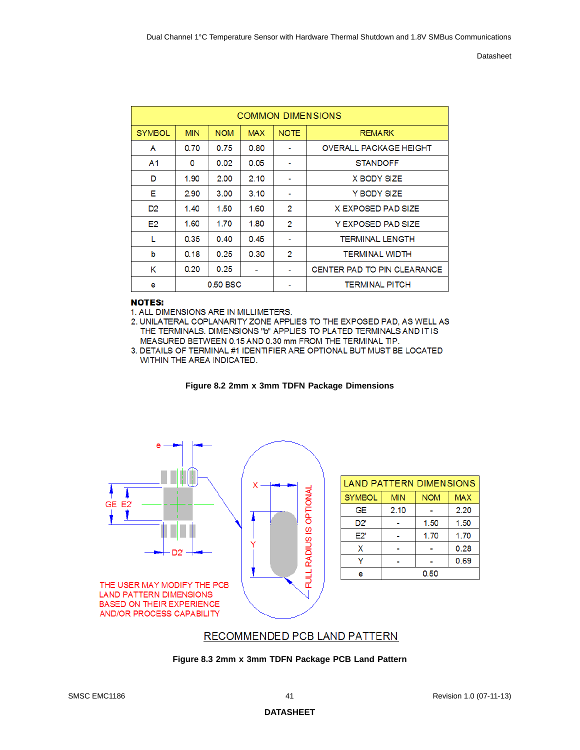| COMMON DIMENSIONS | | | | | |
|---|---|---|---|---|---|
| SYMBOL | MIN | NOM | MAX | NOTE | REMARK |
| A | 0.70 | 0.75 | 0.80 | - | OVERALL PACKAGE HEIGHT |
| A1 | 0 | 0.02 | 0.05 | - | STANDOFF |
| D | 1.90 | 2.00 | 2.10 | - | X BODY SIZE |
| E | 2.90 | 3.00 | 3.10 | - | Y BODY SIZE |
| D2 | 1.40 | 1.50 | 1.60 | 2 | X EXPOSED PAD SIZE |
| E2 | 1.60 | 1.70 | 1.80 | 2 | Y EXPOSED PAD SIZE |
| L | 0.35 | 0.40 | 0.45 | - | TERMINAL LENGTH |
| b | 0.18 | 0.25 | 0.30 | 2 | TERMINAL WIDTH |
| K | 0.20 | 0.25 | - | - | CENTER PAD TO PIN CLEARANCE |
| e | 0.50 BSC | | | - | TERMINAL PITCH |

**NOTES:**
1. ALL DIMENSIONS ARE IN MILLIMETERS.
2. UNILATERAL COPLANARITY ZONE APPLIES TO THE EXPOSED PAD, AS WELL AS THE TERMINALS. DIMENSIONS "b" APPLIES TO PLATED TERMINALS AND IT IS MEASURED BETWEEN 0.15 AND 0.30 mm FROM THE TERMINAL TIP.
3. DETAILS OF TERMINAL #1 IDENTIFIER ARE OPTIONAL BUT MUST BE LOCATED WITHIN THE AREA INDICATED.

**Figure 8.2 2mm x 3mm TDFN Package Dimensions**

THE USER MAY MODIFY THE PCB LAND PATTERN DIMENSIONS BASED ON THEIR EXPERIENCE AND/OR PROCESS CAPABILITY

FULL RADIUS IS OPTIONAL

| LAND PATTERN DIMENSIONS | | | |
|---|---|---|---|
| SYMBOL | MIN | NOM | MAX |
| GE | 2.10 | - | 2.20 |
| D2' | - | 1.50 | 1.50 |
| E2' | - | 1.70 | 1.70 |
| X | - | - | 0.28 |
| Y | - | - | 0.69 |
| e | 0.50 | | |

RECOMMENDED PCB LAND PATTERN

**Figure 8.3 2mm x 3mm TDFN Package PCB Land Pattern**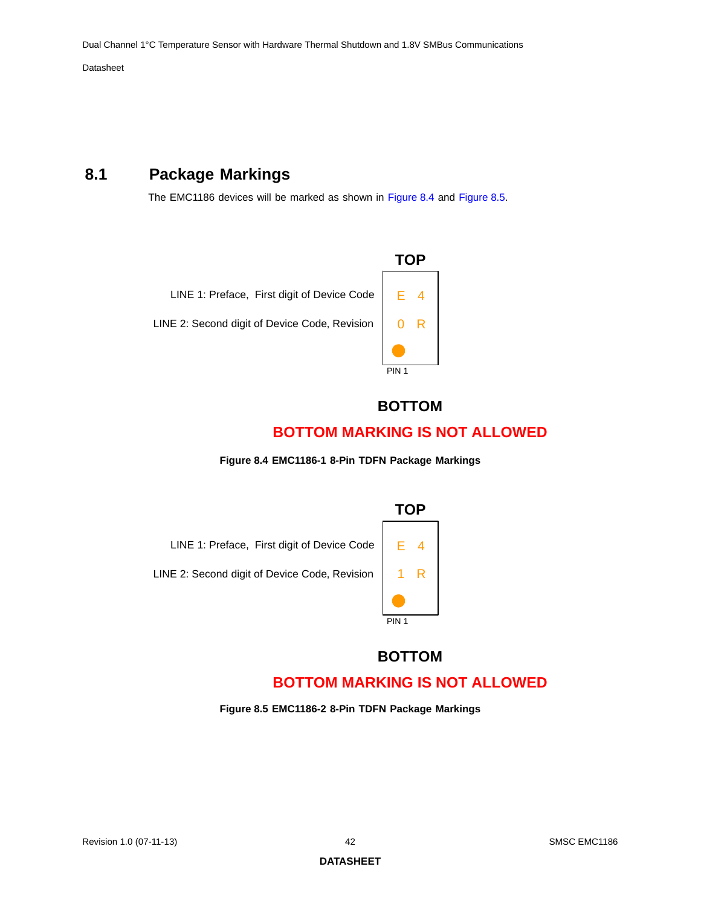## 8.1 Package Markings

The EMC1186 devices will be marked as shown in Figure 8.4 and Figure 8.5.

**TOP**

LINE 1: Preface, First digit of Device Code — E 4

LINE 2: Second digit of Device Code, Revision — 0 R

PIN 1

**BOTTOM**

**BOTTOM MARKING IS NOT ALLOWED**

**Figure 8.4 EMC1186-1 8-Pin TDFN Package Markings**

**TOP**

LINE 1: Preface, First digit of Device Code — E 4

LINE 2: Second digit of Device Code, Revision — 1 R

PIN 1

**BOTTOM**

**BOTTOM MARKING IS NOT ALLOWED**

**Figure 8.5 EMC1186-2 8-Pin TDFN Package Markings**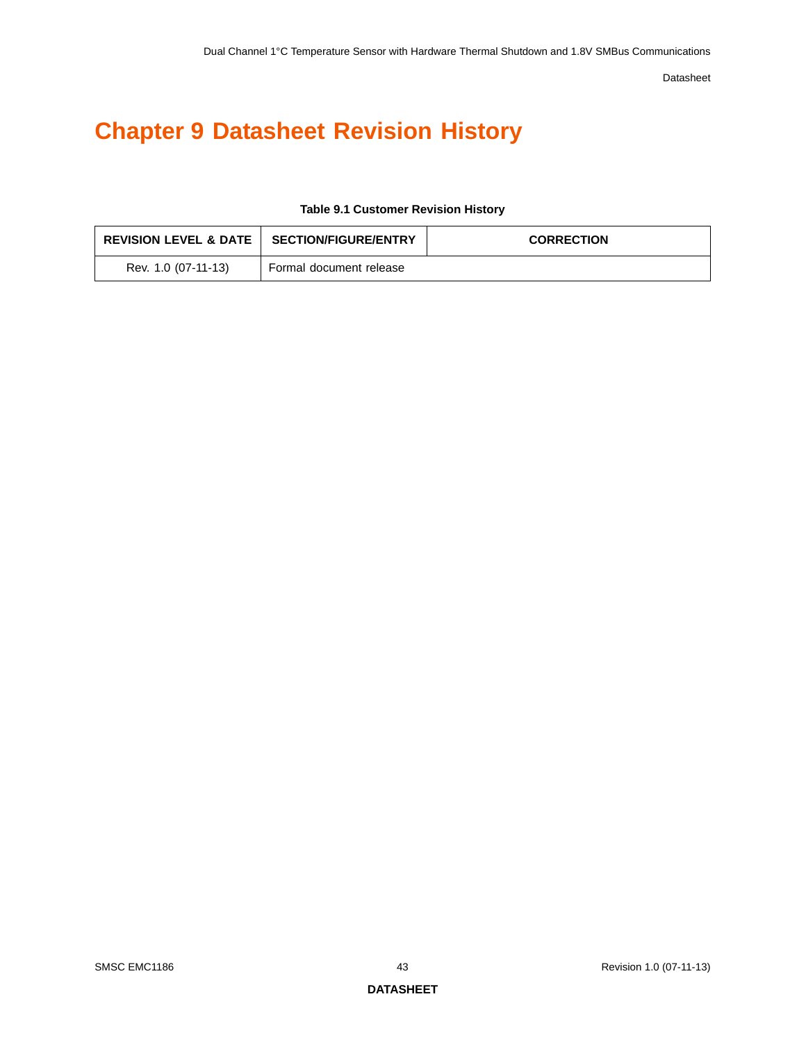# Chapter 9 Datasheet Revision History

**Table 9.1 Customer Revision History**

| REVISION LEVEL & DATE | SECTION/FIGURE/ENTRY | CORRECTION |
|---|---|---|
| Rev. 1.0 (07-11-13) | Formal document release | |